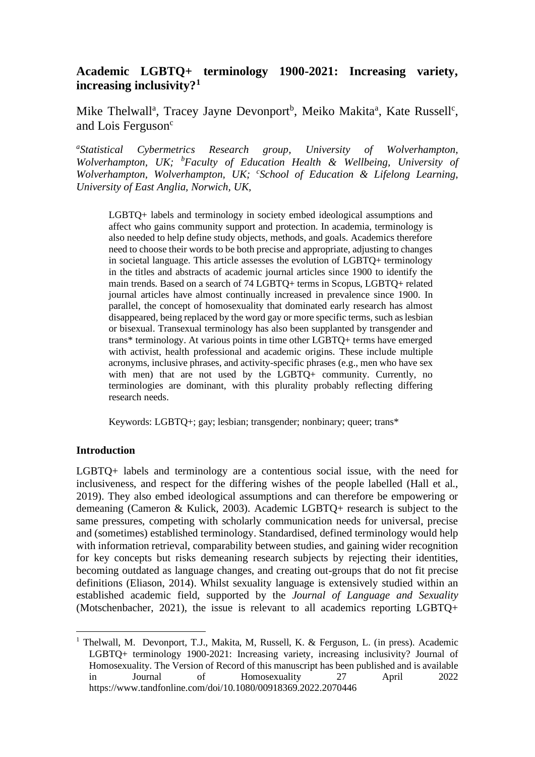# Academic LGBTQ+ terminology 1900-2021: Increasing variety, increasing inclusivity?[1]

Mike Thelwall[a], Tracey Jayne Devonport[b], Meiko Makita[a], Kate Russell[c], and Lois Ferguson[c]

[a]*Statistical Cybermetrics Research group, University of Wolverhampton, Wolverhampton, UK;* [b]*Faculty of Education Health & Wellbeing, University of Wolverhampton, Wolverhampton, UK;* [c]*School of Education & Lifelong Learning, University of East Anglia, Norwich, UK,*

LGBTQ+ labels and terminology in society embed ideological assumptions and affect who gains community support and protection. In academia, terminology is also needed to help define study objects, methods, and goals. Academics therefore need to choose their words to be both precise and appropriate, adjusting to changes in societal language. This article assesses the evolution of LGBTQ+ terminology in the titles and abstracts of academic journal articles since 1900 to identify the main trends. Based on a search of 74 LGBTQ+ terms in Scopus, LGBTQ+ related journal articles have almost continually increased in prevalence since 1900. In parallel, the concept of homosexuality that dominated early research has almost disappeared, being replaced by the word gay or more specific terms, such as lesbian or bisexual. Transexual terminology has also been supplanted by transgender and trans* terminology. At various points in time other LGBTQ+ terms have emerged with activist, health professional and academic origins. These include multiple acronyms, inclusive phrases, and activity-specific phrases (e.g., men who have sex with men) that are not used by the LGBTQ+ community. Currently, no terminologies are dominant, with this plurality probably reflecting differing research needs.

Keywords: LGBTQ+; gay; lesbian; transgender; nonbinary; queer; trans*

## Introduction

LGBTQ+ labels and terminology are a contentious social issue, with the need for inclusiveness, and respect for the differing wishes of the people labelled (Hall et al., 2019). They also embed ideological assumptions and can therefore be empowering or demeaning (Cameron & Kulick, 2003). Academic LGBTQ+ research is subject to the same pressures, competing with scholarly communication needs for universal, precise and (sometimes) established terminology. Standardised, defined terminology would help with information retrieval, comparability between studies, and gaining wider recognition for key concepts but risks demeaning research subjects by rejecting their identities, becoming outdated as language changes, and creating out-groups that do not fit precise definitions (Eliason, 2014). Whilst sexuality language is extensively studied within an established academic field, supported by the *Journal of Language and Sexuality* (Motschenbacher, 2021), the issue is relevant to all academics reporting LGBTQ+

---

[1] Thelwall, M. Devonport, T.J., Makita, M, Russell, K. & Ferguson, L. (in press). Academic LGBTQ+ terminology 1900-2021: Increasing variety, increasing inclusivity? Journal of Homosexuality. The Version of Record of this manuscript has been published and is available in Journal of Homosexuality 27 April 2022 https://www.tandfonline.com/doi/10.1080/00918369.2022.2070446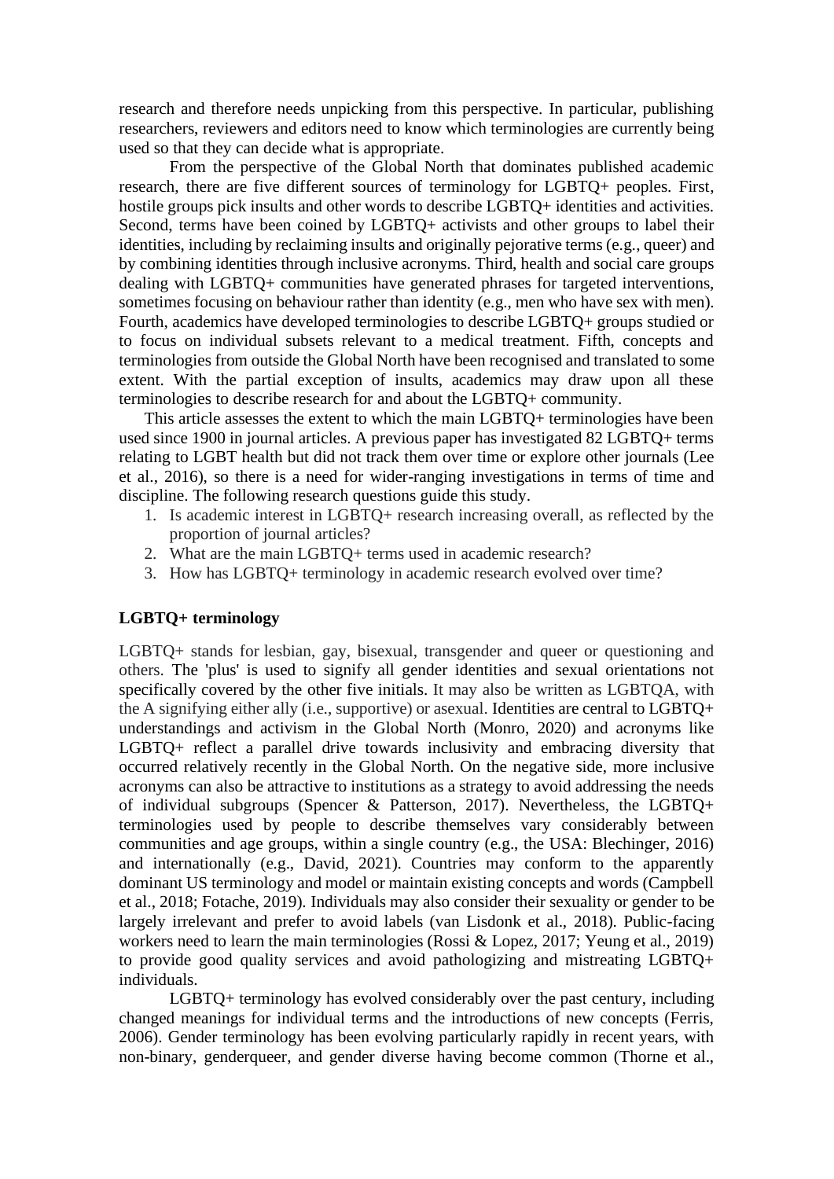research and therefore needs unpicking from this perspective. In particular, publishing researchers, reviewers and editors need to know which terminologies are currently being used so that they can decide what is appropriate.

From the perspective of the Global North that dominates published academic research, there are five different sources of terminology for LGBTQ+ peoples. First, hostile groups pick insults and other words to describe LGBTQ+ identities and activities. Second, terms have been coined by LGBTQ+ activists and other groups to label their identities, including by reclaiming insults and originally pejorative terms (e.g., queer) and by combining identities through inclusive acronyms. Third, health and social care groups dealing with LGBTQ+ communities have generated phrases for targeted interventions, sometimes focusing on behaviour rather than identity (e.g., men who have sex with men). Fourth, academics have developed terminologies to describe LGBTQ+ groups studied or to focus on individual subsets relevant to a medical treatment. Fifth, concepts and terminologies from outside the Global North have been recognised and translated to some extent. With the partial exception of insults, academics may draw upon all these terminologies to describe research for and about the LGBTQ+ community.

This article assesses the extent to which the main LGBTQ+ terminologies have been used since 1900 in journal articles. A previous paper has investigated 82 LGBTQ+ terms relating to LGBT health but did not track them over time or explore other journals (Lee et al., 2016), so there is a need for wider-ranging investigations in terms of time and discipline. The following research questions guide this study.

1. Is academic interest in LGBTQ+ research increasing overall, as reflected by the proportion of journal articles?
2. What are the main LGBTQ+ terms used in academic research?
3. How has LGBTQ+ terminology in academic research evolved over time?

## LGBTQ+ terminology

LGBTQ+ stands for lesbian, gay, bisexual, transgender and queer or questioning and others. The 'plus' is used to signify all gender identities and sexual orientations not specifically covered by the other five initials. It may also be written as LGBTQA, with the A signifying either ally (i.e., supportive) or asexual. Identities are central to LGBTQ+ understandings and activism in the Global North (Monro, 2020) and acronyms like LGBTQ+ reflect a parallel drive towards inclusivity and embracing diversity that occurred relatively recently in the Global North. On the negative side, more inclusive acronyms can also be attractive to institutions as a strategy to avoid addressing the needs of individual subgroups (Spencer & Patterson, 2017). Nevertheless, the LGBTQ+ terminologies used by people to describe themselves vary considerably between communities and age groups, within a single country (e.g., the USA: Blechinger, 2016) and internationally (e.g., David, 2021). Countries may conform to the apparently dominant US terminology and model or maintain existing concepts and words (Campbell et al., 2018; Fotache, 2019). Individuals may also consider their sexuality or gender to be largely irrelevant and prefer to avoid labels (van Lisdonk et al., 2018). Public-facing workers need to learn the main terminologies (Rossi & Lopez, 2017; Yeung et al., 2019) to provide good quality services and avoid pathologizing and mistreating LGBTQ+ individuals.

LGBTQ+ terminology has evolved considerably over the past century, including changed meanings for individual terms and the introductions of new concepts (Ferris, 2006). Gender terminology has been evolving particularly rapidly in recent years, with non-binary, genderqueer, and gender diverse having become common (Thorne et al.,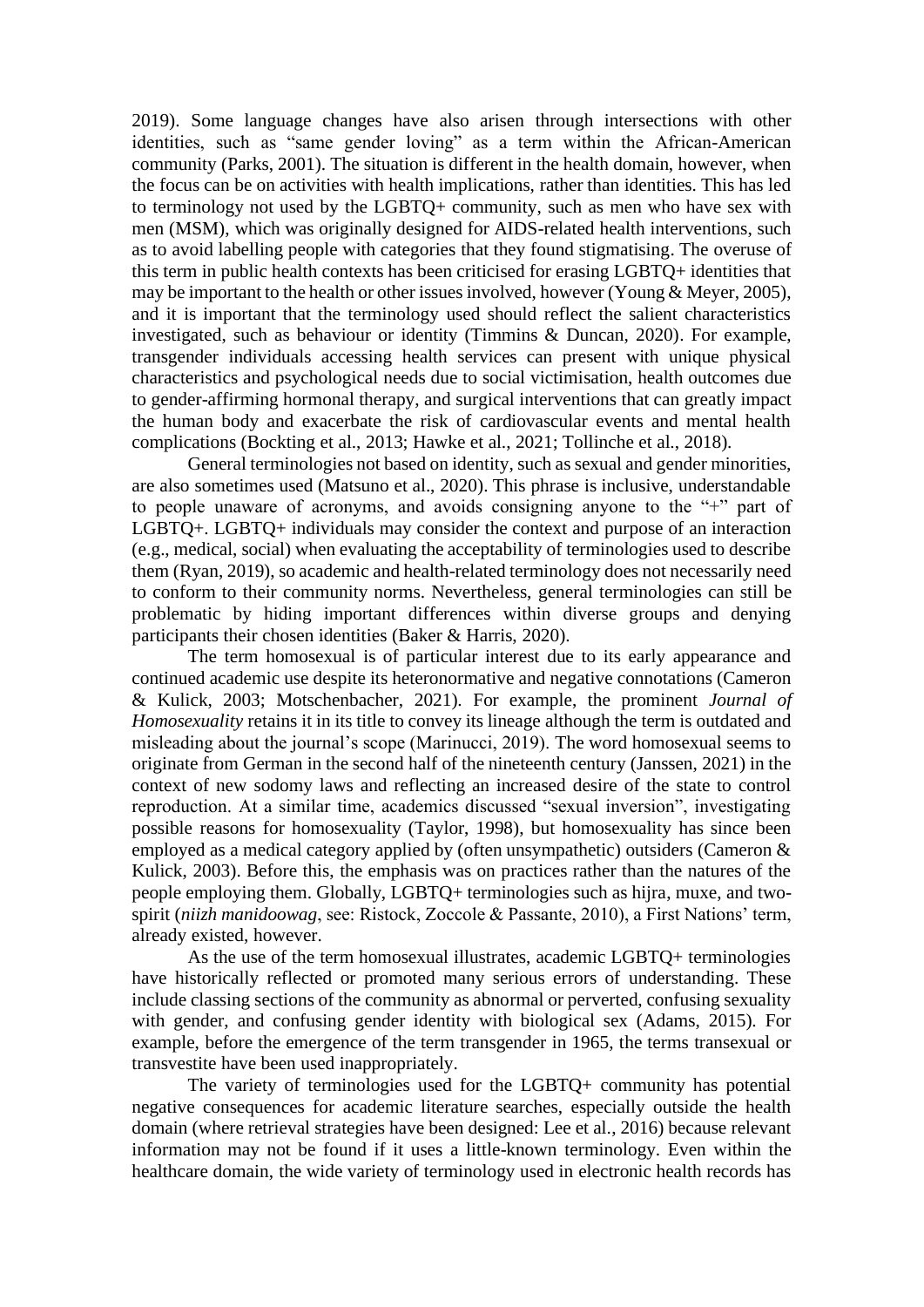2019). Some language changes have also arisen through intersections with other identities, such as "same gender loving" as a term within the African-American community (Parks, 2001). The situation is different in the health domain, however, when the focus can be on activities with health implications, rather than identities. This has led to terminology not used by the LGBTQ+ community, such as men who have sex with men (MSM), which was originally designed for AIDS-related health interventions, such as to avoid labelling people with categories that they found stigmatising. The overuse of this term in public health contexts has been criticised for erasing LGBTQ+ identities that may be important to the health or other issues involved, however (Young & Meyer, 2005), and it is important that the terminology used should reflect the salient characteristics investigated, such as behaviour or identity (Timmins & Duncan, 2020). For example, transgender individuals accessing health services can present with unique physical characteristics and psychological needs due to social victimisation, health outcomes due to gender-affirming hormonal therapy, and surgical interventions that can greatly impact the human body and exacerbate the risk of cardiovascular events and mental health complications (Bockting et al., 2013; Hawke et al., 2021; Tollinche et al., 2018).

General terminologies not based on identity, such as sexual and gender minorities, are also sometimes used (Matsuno et al., 2020). This phrase is inclusive, understandable to people unaware of acronyms, and avoids consigning anyone to the "+" part of LGBTQ+. LGBTQ+ individuals may consider the context and purpose of an interaction (e.g., medical, social) when evaluating the acceptability of terminologies used to describe them (Ryan, 2019), so academic and health-related terminology does not necessarily need to conform to their community norms. Nevertheless, general terminologies can still be problematic by hiding important differences within diverse groups and denying participants their chosen identities (Baker & Harris, 2020).

The term homosexual is of particular interest due to its early appearance and continued academic use despite its heteronormative and negative connotations (Cameron & Kulick, 2003; Motschenbacher, 2021). For example, the prominent *Journal of Homosexuality* retains it in its title to convey its lineage although the term is outdated and misleading about the journal's scope (Marinucci, 2019). The word homosexual seems to originate from German in the second half of the nineteenth century (Janssen, 2021) in the context of new sodomy laws and reflecting an increased desire of the state to control reproduction. At a similar time, academics discussed "sexual inversion", investigating possible reasons for homosexuality (Taylor, 1998), but homosexuality has since been employed as a medical category applied by (often unsympathetic) outsiders (Cameron & Kulick, 2003). Before this, the emphasis was on practices rather than the natures of the people employing them. Globally, LGBTQ+ terminologies such as hijra, muxe, and two-spirit (*niizh manidoowag*, see: Ristock, Zoccole & Passante, 2010), a First Nations' term, already existed, however.

As the use of the term homosexual illustrates, academic LGBTQ+ terminologies have historically reflected or promoted many serious errors of understanding. These include classing sections of the community as abnormal or perverted, confusing sexuality with gender, and confusing gender identity with biological sex (Adams, 2015). For example, before the emergence of the term transgender in 1965, the terms transexual or transvestite have been used inappropriately.

The variety of terminologies used for the LGBTQ+ community has potential negative consequences for academic literature searches, especially outside the health domain (where retrieval strategies have been designed: Lee et al., 2016) because relevant information may not be found if it uses a little-known terminology. Even within the healthcare domain, the wide variety of terminology used in electronic health records has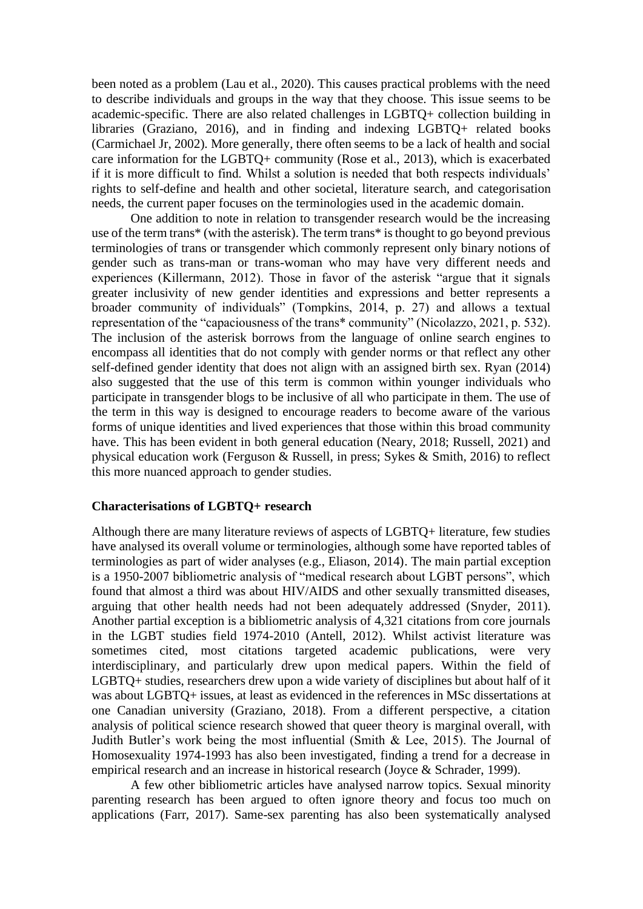been noted as a problem (Lau et al., 2020). This causes practical problems with the need to describe individuals and groups in the way that they choose. This issue seems to be academic-specific. There are also related challenges in LGBTQ+ collection building in libraries (Graziano, 2016), and in finding and indexing LGBTQ+ related books (Carmichael Jr, 2002). More generally, there often seems to be a lack of health and social care information for the LGBTQ+ community (Rose et al., 2013), which is exacerbated if it is more difficult to find. Whilst a solution is needed that both respects individuals' rights to self-define and health and other societal, literature search, and categorisation needs, the current paper focuses on the terminologies used in the academic domain.

One addition to note in relation to transgender research would be the increasing use of the term trans* (with the asterisk). The term trans* is thought to go beyond previous terminologies of trans or transgender which commonly represent only binary notions of gender such as trans-man or trans-woman who may have very different needs and experiences (Killermann, 2012). Those in favor of the asterisk "argue that it signals greater inclusivity of new gender identities and expressions and better represents a broader community of individuals" (Tompkins, 2014, p. 27) and allows a textual representation of the "capaciousness of the trans* community" (Nicolazzo, 2021, p. 532). The inclusion of the asterisk borrows from the language of online search engines to encompass all identities that do not comply with gender norms or that reflect any other self-defined gender identity that does not align with an assigned birth sex. Ryan (2014) also suggested that the use of this term is common within younger individuals who participate in transgender blogs to be inclusive of all who participate in them. The use of the term in this way is designed to encourage readers to become aware of the various forms of unique identities and lived experiences that those within this broad community have. This has been evident in both general education (Neary, 2018; Russell, 2021) and physical education work (Ferguson & Russell, in press; Sykes & Smith, 2016) to reflect this more nuanced approach to gender studies.

## Characterisations of LGBTQ+ research

Although there are many literature reviews of aspects of LGBTQ+ literature, few studies have analysed its overall volume or terminologies, although some have reported tables of terminologies as part of wider analyses (e.g., Eliason, 2014). The main partial exception is a 1950-2007 bibliometric analysis of "medical research about LGBT persons", which found that almost a third was about HIV/AIDS and other sexually transmitted diseases, arguing that other health needs had not been adequately addressed (Snyder, 2011). Another partial exception is a bibliometric analysis of 4,321 citations from core journals in the LGBT studies field 1974-2010 (Antell, 2012). Whilst activist literature was sometimes cited, most citations targeted academic publications, were very interdisciplinary, and particularly drew upon medical papers. Within the field of LGBTQ+ studies, researchers drew upon a wide variety of disciplines but about half of it was about LGBTQ+ issues, at least as evidenced in the references in MSc dissertations at one Canadian university (Graziano, 2018). From a different perspective, a citation analysis of political science research showed that queer theory is marginal overall, with Judith Butler's work being the most influential (Smith & Lee, 2015). The Journal of Homosexuality 1974-1993 has also been investigated, finding a trend for a decrease in empirical research and an increase in historical research (Joyce & Schrader, 1999).

A few other bibliometric articles have analysed narrow topics. Sexual minority parenting research has been argued to often ignore theory and focus too much on applications (Farr, 2017). Same-sex parenting has also been systematically analysed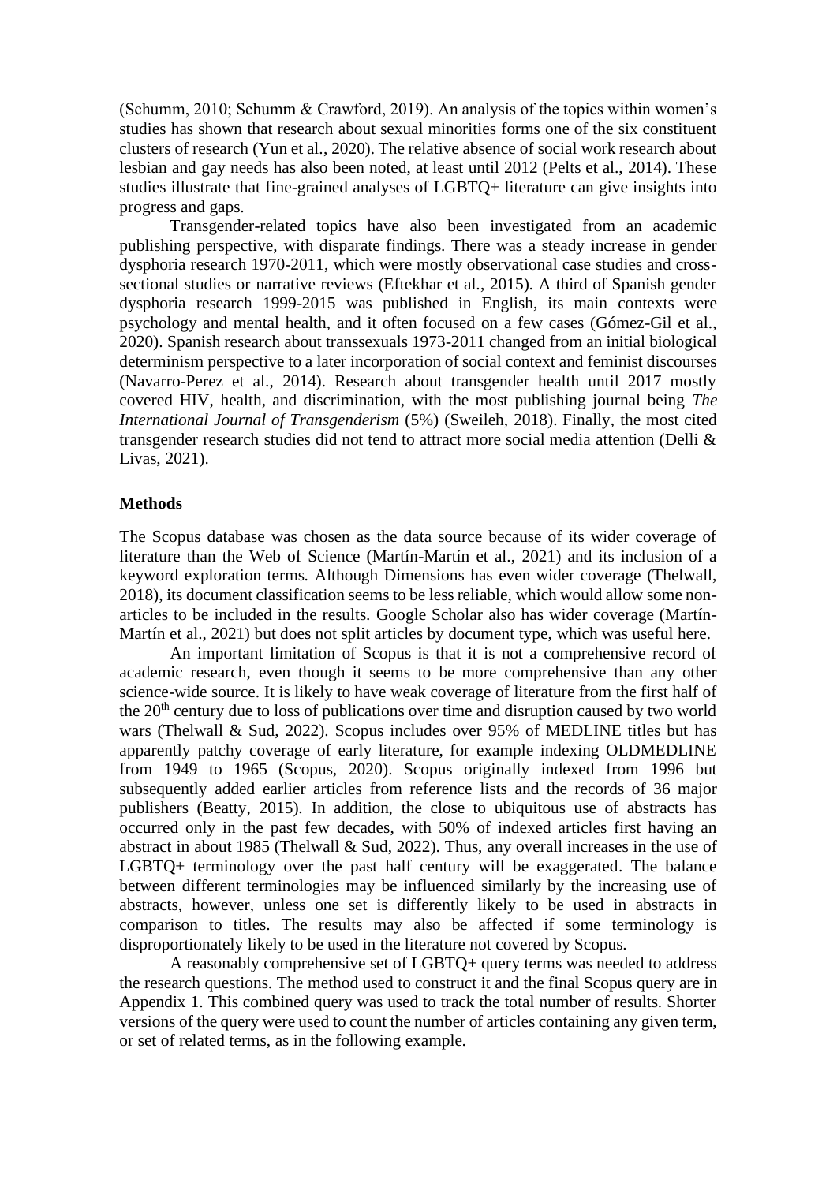(Schumm, 2010; Schumm & Crawford, 2019). An analysis of the topics within women's studies has shown that research about sexual minorities forms one of the six constituent clusters of research (Yun et al., 2020). The relative absence of social work research about lesbian and gay needs has also been noted, at least until 2012 (Pelts et al., 2014). These studies illustrate that fine-grained analyses of LGBTQ+ literature can give insights into progress and gaps.

Transgender-related topics have also been investigated from an academic publishing perspective, with disparate findings. There was a steady increase in gender dysphoria research 1970-2011, which were mostly observational case studies and cross-sectional studies or narrative reviews (Eftekhar et al., 2015). A third of Spanish gender dysphoria research 1999-2015 was published in English, its main contexts were psychology and mental health, and it often focused on a few cases (Gómez-Gil et al., 2020). Spanish research about transsexuals 1973-2011 changed from an initial biological determinism perspective to a later incorporation of social context and feminist discourses (Navarro-Perez et al., 2014). Research about transgender health until 2017 mostly covered HIV, health, and discrimination, with the most publishing journal being *The International Journal of Transgenderism* (5%) (Sweileh, 2018). Finally, the most cited transgender research studies did not tend to attract more social media attention (Delli & Livas, 2021).

## Methods

The Scopus database was chosen as the data source because of its wider coverage of literature than the Web of Science (Martín-Martín et al., 2021) and its inclusion of a keyword exploration terms. Although Dimensions has even wider coverage (Thelwall, 2018), its document classification seems to be less reliable, which would allow some non-articles to be included in the results. Google Scholar also has wider coverage (Martín-Martín et al., 2021) but does not split articles by document type, which was useful here.

An important limitation of Scopus is that it is not a comprehensive record of academic research, even though it seems to be more comprehensive than any other science-wide source. It is likely to have weak coverage of literature from the first half of the 20th century due to loss of publications over time and disruption caused by two world wars (Thelwall & Sud, 2022). Scopus includes over 95% of MEDLINE titles but has apparently patchy coverage of early literature, for example indexing OLDMEDLINE from 1949 to 1965 (Scopus, 2020). Scopus originally indexed from 1996 but subsequently added earlier articles from reference lists and the records of 36 major publishers (Beatty, 2015). In addition, the close to ubiquitous use of abstracts has occurred only in the past few decades, with 50% of indexed articles first having an abstract in about 1985 (Thelwall & Sud, 2022). Thus, any overall increases in the use of LGBTQ+ terminology over the past half century will be exaggerated. The balance between different terminologies may be influenced similarly by the increasing use of abstracts, however, unless one set is differently likely to be used in abstracts in comparison to titles. The results may also be affected if some terminology is disproportionately likely to be used in the literature not covered by Scopus.

A reasonably comprehensive set of LGBTQ+ query terms was needed to address the research questions. The method used to construct it and the final Scopus query are in Appendix 1. This combined query was used to track the total number of results. Shorter versions of the query were used to count the number of articles containing any given term, or set of related terms, as in the following example.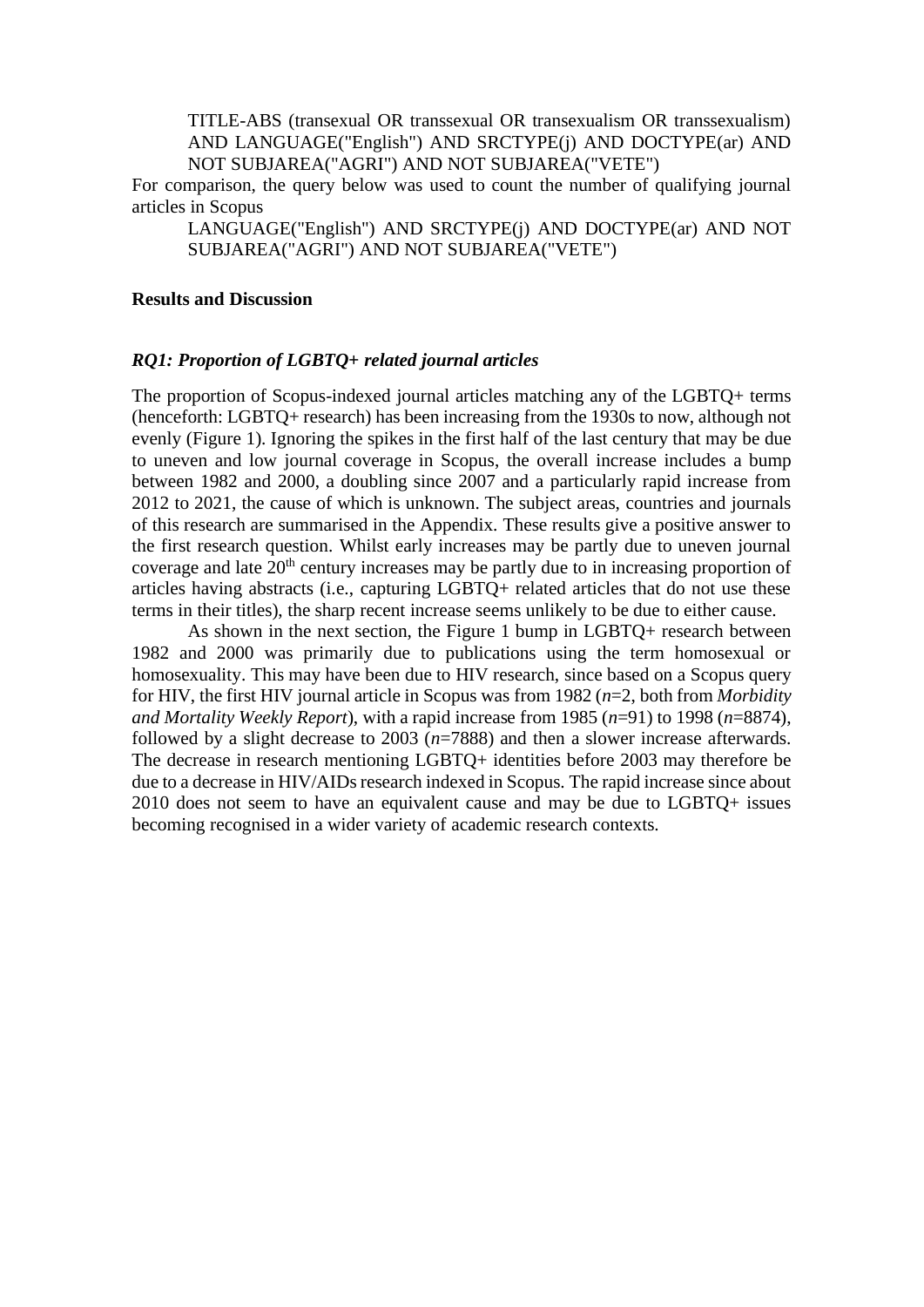TITLE-ABS (transexual OR transsexual OR transexualism OR transsexualism) AND LANGUAGE("English") AND SRCTYPE(j) AND DOCTYPE(ar) AND NOT SUBJAREA("AGRI") AND NOT SUBJAREA("VETE")

For comparison, the query below was used to count the number of qualifying journal articles in Scopus

LANGUAGE("English") AND SRCTYPE(j) AND DOCTYPE(ar) AND NOT SUBJAREA("AGRI") AND NOT SUBJAREA("VETE")

## Results and Discussion

### *RQ1: Proportion of LGBTQ+ related journal articles*

The proportion of Scopus-indexed journal articles matching any of the LGBTQ+ terms (henceforth: LGBTQ+ research) has been increasing from the 1930s to now, although not evenly (Figure 1). Ignoring the spikes in the first half of the last century that may be due to uneven and low journal coverage in Scopus, the overall increase includes a bump between 1982 and 2000, a doubling since 2007 and a particularly rapid increase from 2012 to 2021, the cause of which is unknown. The subject areas, countries and journals of this research are summarised in the Appendix. These results give a positive answer to the first research question. Whilst early increases may be partly due to uneven journal coverage and late 20th century increases may be partly due to in increasing proportion of articles having abstracts (i.e., capturing LGBTQ+ related articles that do not use these terms in their titles), the sharp recent increase seems unlikely to be due to either cause.

As shown in the next section, the Figure 1 bump in LGBTQ+ research between 1982 and 2000 was primarily due to publications using the term homosexual or homosexuality. This may have been due to HIV research, since based on a Scopus query for HIV, the first HIV journal article in Scopus was from 1982 (*n*=2, both from *Morbidity and Mortality Weekly Report*), with a rapid increase from 1985 (*n*=91) to 1998 (*n*=8874), followed by a slight decrease to 2003 (*n*=7888) and then a slower increase afterwards. The decrease in research mentioning LGBTQ+ identities before 2003 may therefore be due to a decrease in HIV/AIDs research indexed in Scopus. The rapid increase since about 2010 does not seem to have an equivalent cause and may be due to LGBTQ+ issues becoming recognised in a wider variety of academic research contexts.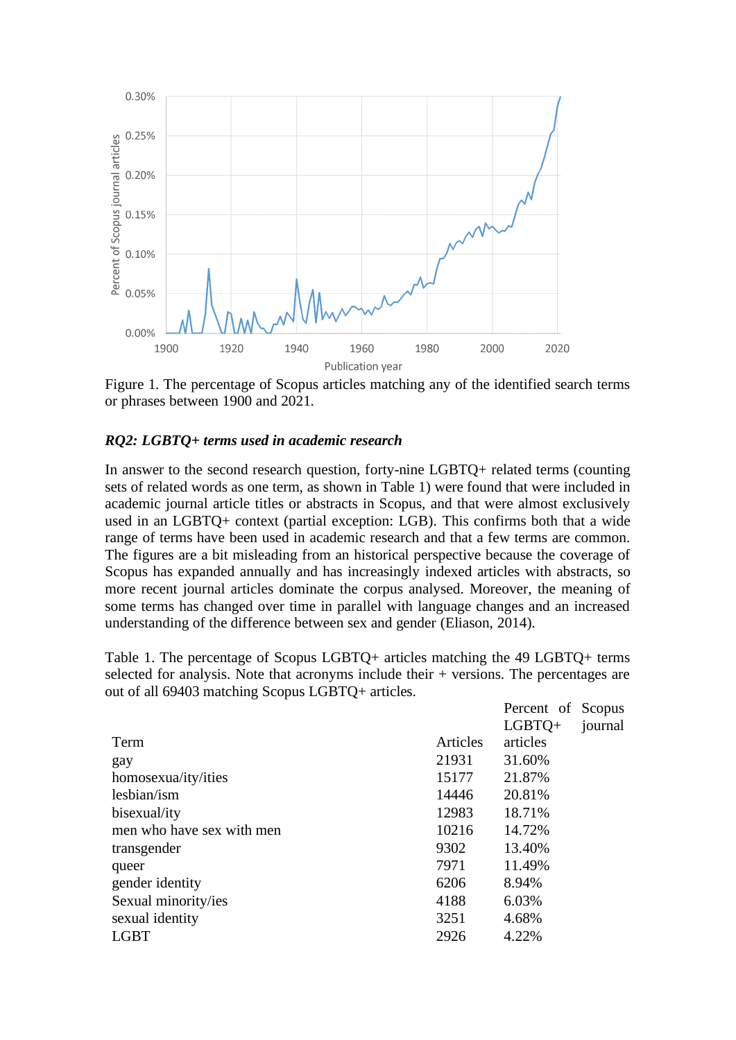Figure 1. The percentage of Scopus articles matching any of the identified search terms or phrases between 1900 and 2021.

***RQ2: LGBTQ+ terms used in academic research***

In answer to the second research question, forty-nine LGBTQ+ related terms (counting sets of related words as one term, as shown in Table 1) were found that were included in academic journal article titles or abstracts in Scopus, and that were almost exclusively used in an LGBTQ+ context (partial exception: LGB). This confirms both that a wide range of terms have been used in academic research and that a few terms are common. The figures are a bit misleading from an historical perspective because the coverage of Scopus has expanded annually and has increasingly indexed articles with abstracts, so more recent journal articles dominate the corpus analysed. Moreover, the meaning of some terms has changed over time in parallel with language changes and an increased understanding of the difference between sex and gender (Eliason, 2014).

Table 1. The percentage of Scopus LGBTQ+ articles matching the 49 LGBTQ+ terms selected for analysis. Note that acronyms include their + versions. The percentages are out of all 69403 matching Scopus LGBTQ+ articles.

| Term | Articles | Percent of Scopus LGBTQ+ journal articles |
|---|---|---|
| gay | 21931 | 31.60% |
| homosexua/ity/ities | 15177 | 21.87% |
| lesbian/ism | 14446 | 20.81% |
| bisexual/ity | 12983 | 18.71% |
| men who have sex with men | 10216 | 14.72% |
| transgender | 9302 | 13.40% |
| queer | 7971 | 11.49% |
| gender identity | 6206 | 8.94% |
| Sexual minority/ies | 4188 | 6.03% |
| sexual identity | 3251 | 4.68% |
| LGBT | 2926 | 4.22% |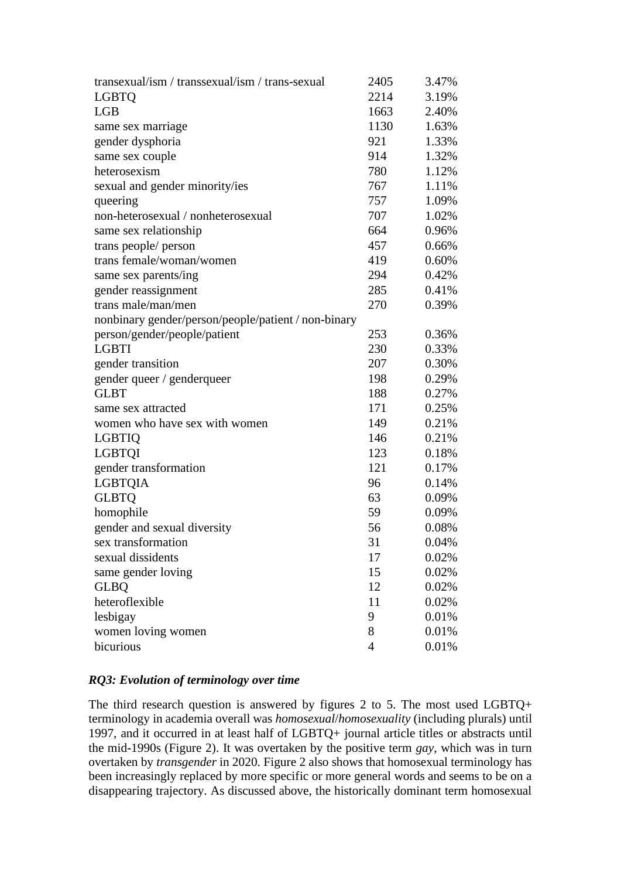| | | |
|---|---|---|
| transexual/ism / transsexual/ism / trans-sexual | 2405 | 3.47% |
| LGBTQ | 2214 | 3.19% |
| LGB | 1663 | 2.40% |
| same sex marriage | 1130 | 1.63% |
| gender dysphoria | 921 | 1.33% |
| same sex couple | 914 | 1.32% |
| heterosexism | 780 | 1.12% |
| sexual and gender minority/ies | 767 | 1.11% |
| queering | 757 | 1.09% |
| non-heterosexual / nonheterosexual | 707 | 1.02% |
| same sex relationship | 664 | 0.96% |
| trans people/ person | 457 | 0.66% |
| trans female/woman/women | 419 | 0.60% |
| same sex parents/ing | 294 | 0.42% |
| gender reassignment | 285 | 0.41% |
| trans male/man/men | 270 | 0.39% |
| nonbinary gender/person/people/patient / non-binary person/gender/people/patient | 253 | 0.36% |
| LGBTI | 230 | 0.33% |
| gender transition | 207 | 0.30% |
| gender queer / genderqueer | 198 | 0.29% |
| GLBT | 188 | 0.27% |
| same sex attracted | 171 | 0.25% |
| women who have sex with women | 149 | 0.21% |
| LGBTIQ | 146 | 0.21% |
| LGBTQI | 123 | 0.18% |
| gender transformation | 121 | 0.17% |
| LGBTQIA | 96 | 0.14% |
| GLBTQ | 63 | 0.09% |
| homophile | 59 | 0.09% |
| gender and sexual diversity | 56 | 0.08% |
| sex transformation | 31 | 0.04% |
| sexual dissidents | 17 | 0.02% |
| same gender loving | 15 | 0.02% |
| GLBQ | 12 | 0.02% |
| heteroflexible | 11 | 0.02% |
| lesbigay | 9 | 0.01% |
| women loving women | 8 | 0.01% |
| bicurious | 4 | 0.01% |

***RQ3: Evolution of terminology over time***

The third research question is answered by figures 2 to 5. The most used LGBTQ+ terminology in academia overall was *homosexual*/*homosexuality* (including plurals) until 1997, and it occurred in at least half of LGBTQ+ journal article titles or abstracts until the mid-1990s (Figure 2). It was overtaken by the positive term *gay*, which was in turn overtaken by *transgender* in 2020. Figure 2 also shows that homosexual terminology has been increasingly replaced by more specific or more general words and seems to be on a disappearing trajectory. As discussed above, the historically dominant term homosexual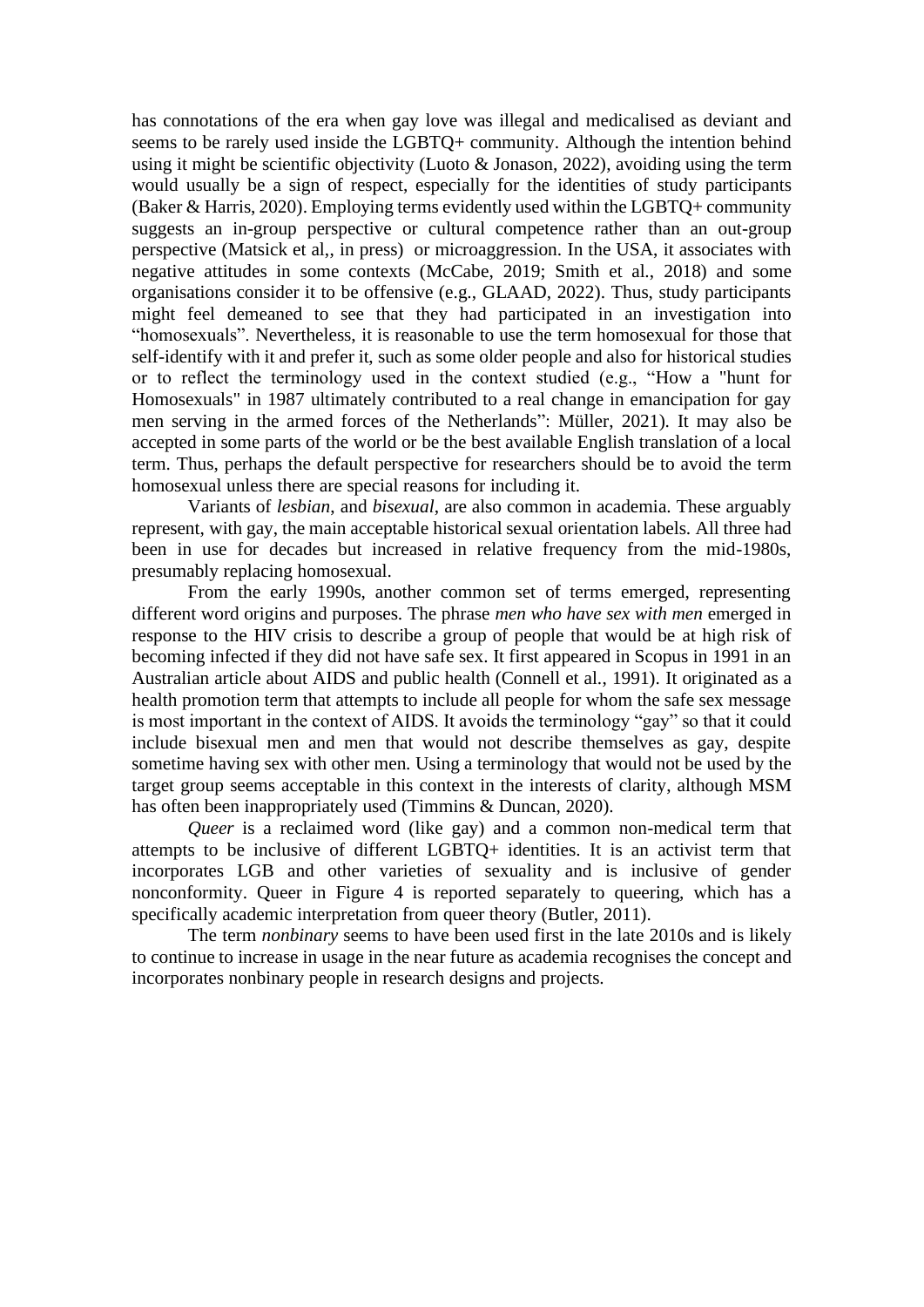has connotations of the era when gay love was illegal and medicalised as deviant and seems to be rarely used inside the LGBTQ+ community. Although the intention behind using it might be scientific objectivity (Luoto & Jonason, 2022), avoiding using the term would usually be a sign of respect, especially for the identities of study participants (Baker & Harris, 2020). Employing terms evidently used within the LGBTQ+ community suggests an in-group perspective or cultural competence rather than an out-group perspective (Matsick et al,, in press) or microaggression. In the USA, it associates with negative attitudes in some contexts (McCabe, 2019; Smith et al., 2018) and some organisations consider it to be offensive (e.g., GLAAD, 2022). Thus, study participants might feel demeaned to see that they had participated in an investigation into "homosexuals". Nevertheless, it is reasonable to use the term homosexual for those that self-identify with it and prefer it, such as some older people and also for historical studies or to reflect the terminology used in the context studied (e.g., "How a "hunt for Homosexuals" in 1987 ultimately contributed to a real change in emancipation for gay men serving in the armed forces of the Netherlands": Müller, 2021). It may also be accepted in some parts of the world or be the best available English translation of a local term. Thus, perhaps the default perspective for researchers should be to avoid the term homosexual unless there are special reasons for including it.

Variants of *lesbian*, and *bisexual*, are also common in academia. These arguably represent, with gay, the main acceptable historical sexual orientation labels. All three had been in use for decades but increased in relative frequency from the mid-1980s, presumably replacing homosexual.

From the early 1990s, another common set of terms emerged, representing different word origins and purposes. The phrase *men who have sex with men* emerged in response to the HIV crisis to describe a group of people that would be at high risk of becoming infected if they did not have safe sex. It first appeared in Scopus in 1991 in an Australian article about AIDS and public health (Connell et al., 1991). It originated as a health promotion term that attempts to include all people for whom the safe sex message is most important in the context of AIDS. It avoids the terminology "gay" so that it could include bisexual men and men that would not describe themselves as gay, despite sometime having sex with other men. Using a terminology that would not be used by the target group seems acceptable in this context in the interests of clarity, although MSM has often been inappropriately used (Timmins & Duncan, 2020).

*Queer* is a reclaimed word (like gay) and a common non-medical term that attempts to be inclusive of different LGBTQ+ identities. It is an activist term that incorporates LGB and other varieties of sexuality and is inclusive of gender nonconformity. Queer in Figure 4 is reported separately to queering, which has a specifically academic interpretation from queer theory (Butler, 2011).

The term *nonbinary* seems to have been used first in the late 2010s and is likely to continue to increase in usage in the near future as academia recognises the concept and incorporates nonbinary people in research designs and projects.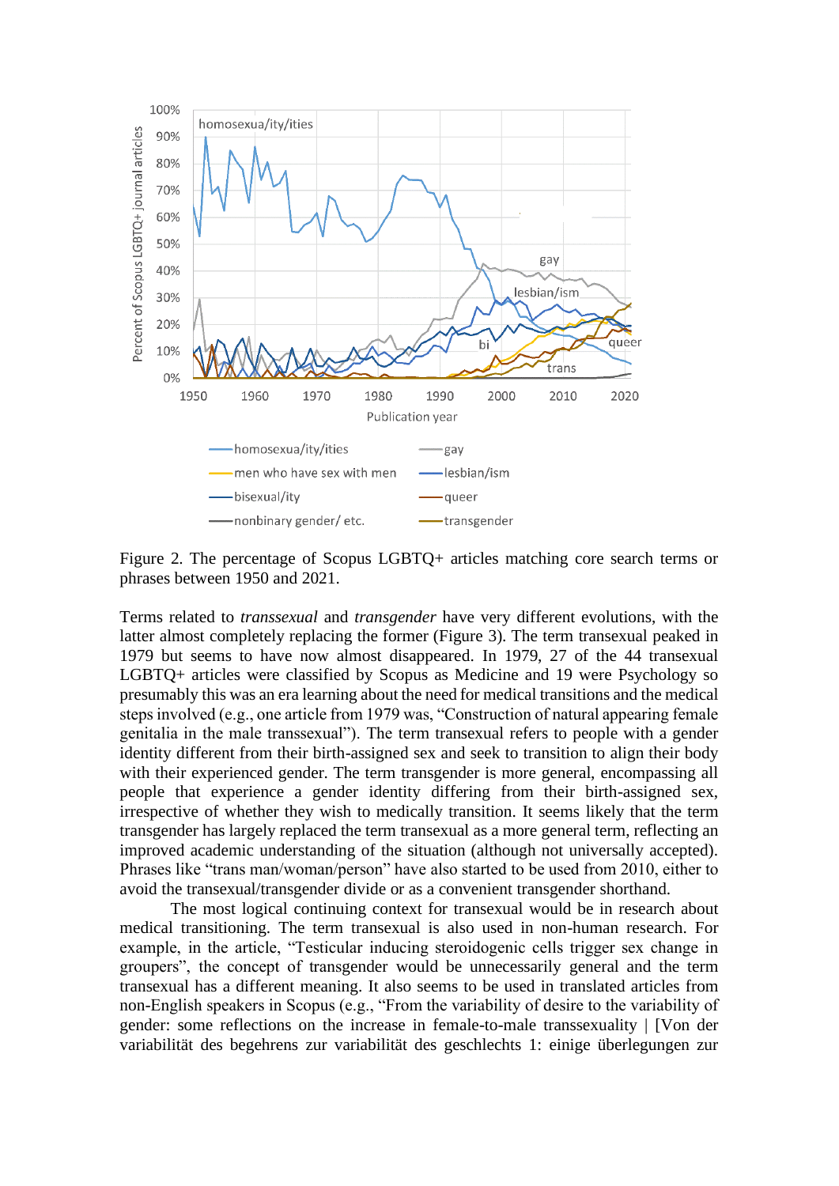Figure 2. The percentage of Scopus LGBTQ+ articles matching core search terms or phrases between 1950 and 2021.

Terms related to *transsexual* and *transgender* have very different evolutions, with the latter almost completely replacing the former (Figure 3). The term transexual peaked in 1979 but seems to have now almost disappeared. In 1979, 27 of the 44 transexual LGBTQ+ articles were classified by Scopus as Medicine and 19 were Psychology so presumably this was an era learning about the need for medical transitions and the medical steps involved (e.g., one article from 1979 was, "Construction of natural appearing female genitalia in the male transsexual"). The term transexual refers to people with a gender identity different from their birth-assigned sex and seek to transition to align their body with their experienced gender. The term transgender is more general, encompassing all people that experience a gender identity differing from their birth-assigned sex, irrespective of whether they wish to medically transition. It seems likely that the term transgender has largely replaced the term transexual as a more general term, reflecting an improved academic understanding of the situation (although not universally accepted). Phrases like "trans man/woman/person" have also started to be used from 2010, either to avoid the transexual/transgender divide or as a convenient transgender shorthand.

The most logical continuing context for transexual would be in research about medical transitioning. The term transexual is also used in non-human research. For example, in the article, "Testicular inducing steroidogenic cells trigger sex change in groupers", the concept of transgender would be unnecessarily general and the term transexual has a different meaning. It also seems to be used in translated articles from non-English speakers in Scopus (e.g., "From the variability of desire to the variability of gender: some reflections on the increase in female-to-male transsexuality | [Von der variabilität des begehrens zur variabilität des geschlechts 1: einige überlegungen zur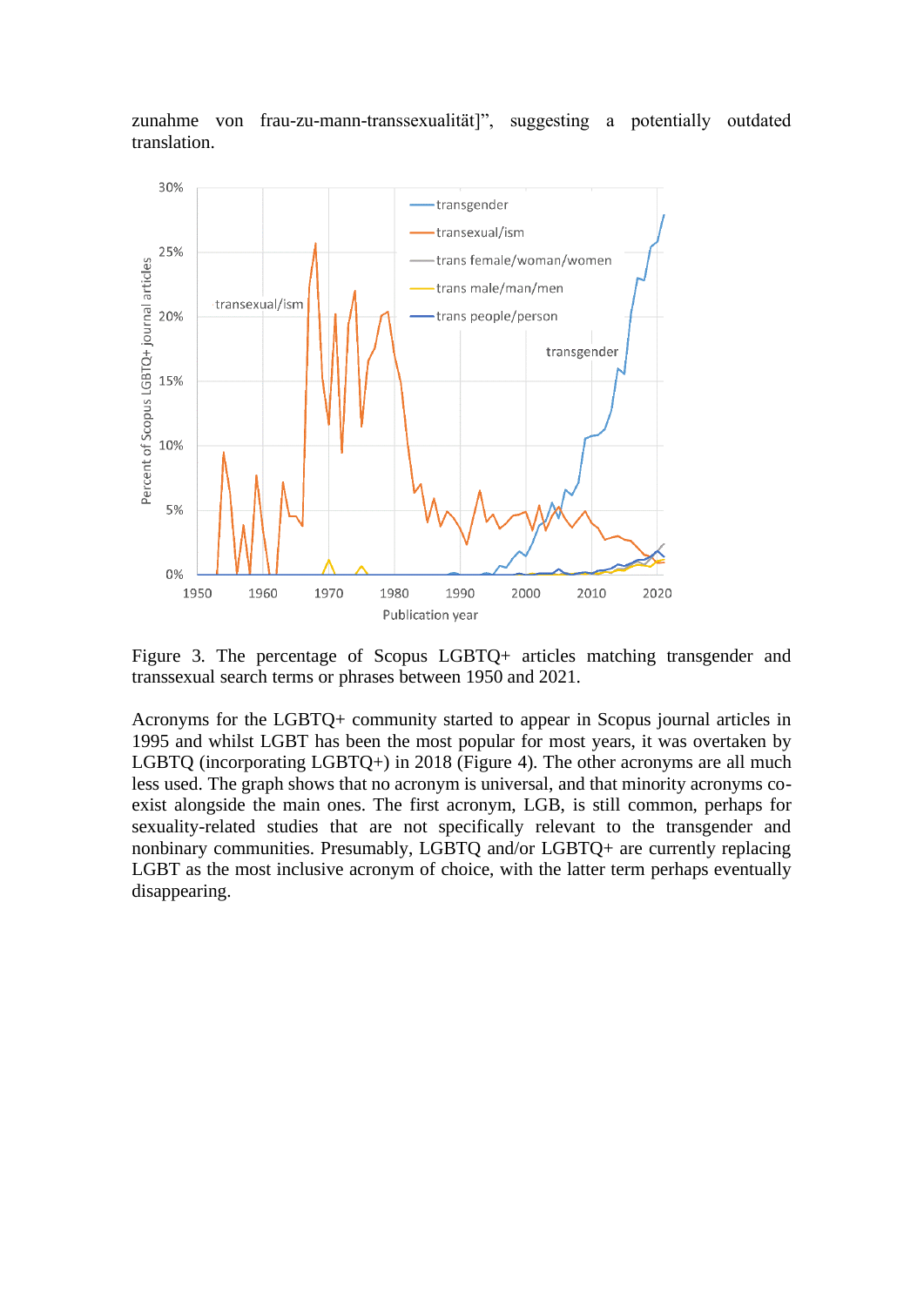zunahme von frau-zu-mann-transsexualität]", suggesting a potentially outdated translation.

Figure 3. The percentage of Scopus LGBTQ+ articles matching transgender and transsexual search terms or phrases between 1950 and 2021.

Acronyms for the LGBTQ+ community started to appear in Scopus journal articles in 1995 and whilst LGBT has been the most popular for most years, it was overtaken by LGBTQ (incorporating LGBTQ+) in 2018 (Figure 4). The other acronyms are all much less used. The graph shows that no acronym is universal, and that minority acronyms co-exist alongside the main ones. The first acronym, LGB, is still common, perhaps for sexuality-related studies that are not specifically relevant to the transgender and nonbinary communities. Presumably, LGBTQ and/or LGBTQ+ are currently replacing LGBT as the most inclusive acronym of choice, with the latter term perhaps eventually disappearing.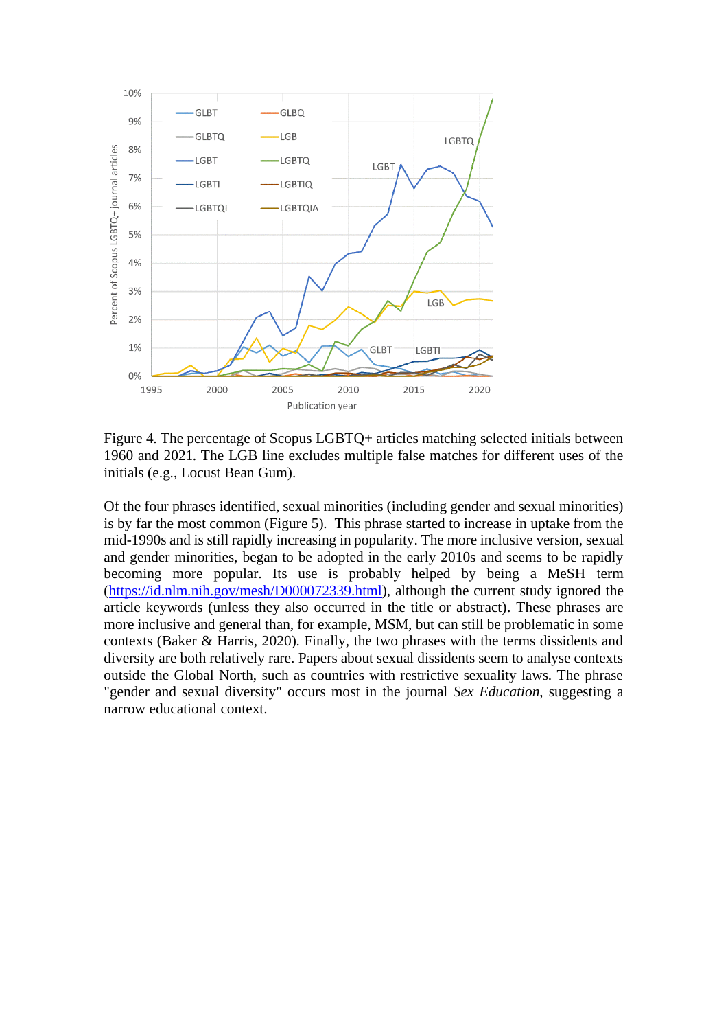Figure 4. The percentage of Scopus LGBTQ+ articles matching selected initials between 1960 and 2021. The LGB line excludes multiple false matches for different uses of the initials (e.g., Locust Bean Gum).

Of the four phrases identified, sexual minorities (including gender and sexual minorities) is by far the most common (Figure 5). This phrase started to increase in uptake from the mid-1990s and is still rapidly increasing in popularity. The more inclusive version, sexual and gender minorities, began to be adopted in the early 2010s and seems to be rapidly becoming more popular. Its use is probably helped by being a MeSH term (https://id.nlm.nih.gov/mesh/D000072339.html), although the current study ignored the article keywords (unless they also occurred in the title or abstract). These phrases are more inclusive and general than, for example, MSM, but can still be problematic in some contexts (Baker & Harris, 2020). Finally, the two phrases with the terms dissidents and diversity are both relatively rare. Papers about sexual dissidents seem to analyse contexts outside the Global North, such as countries with restrictive sexuality laws. The phrase "gender and sexual diversity" occurs most in the journal *Sex Education*, suggesting a narrow educational context.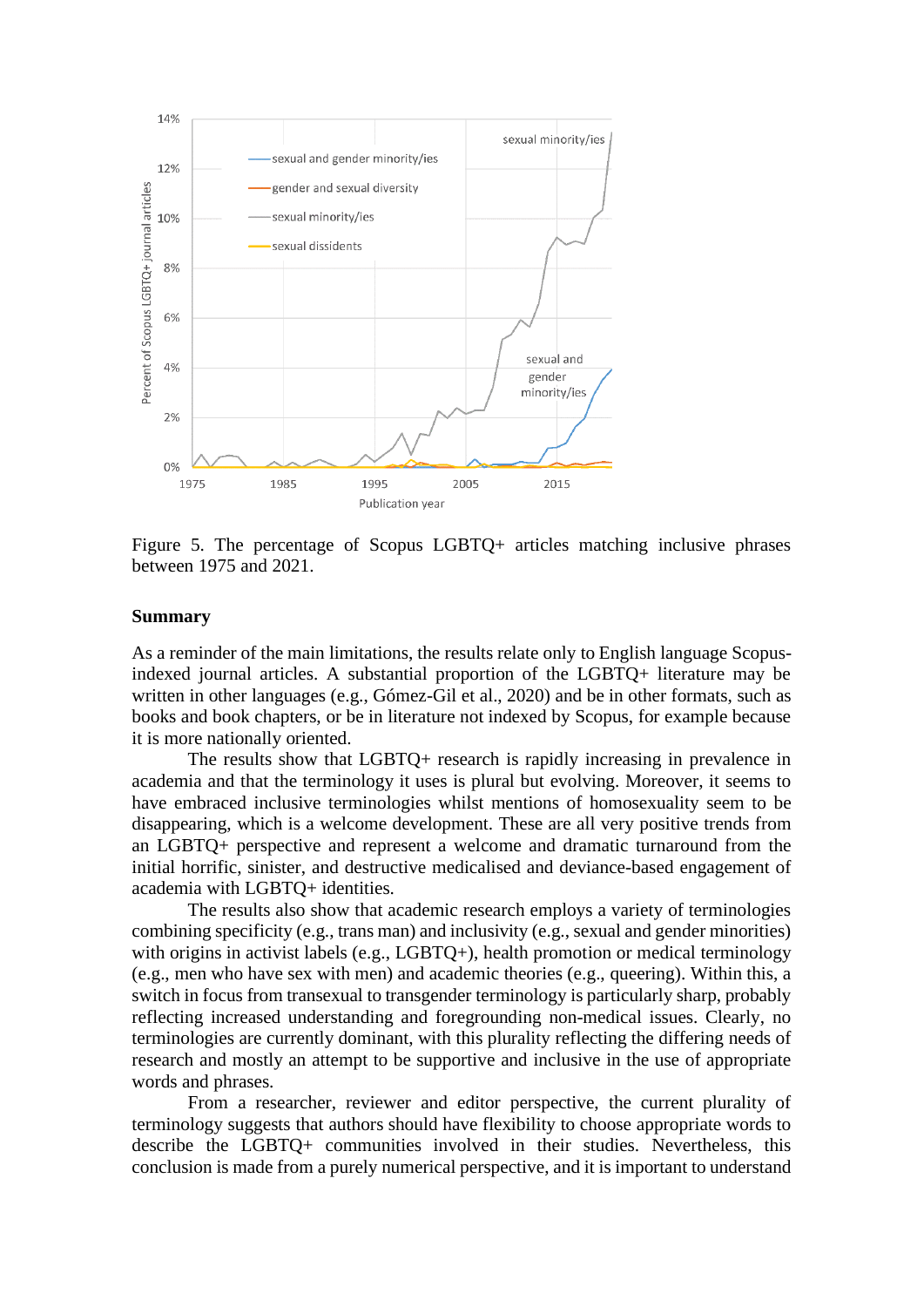Figure 5. The percentage of Scopus LGBTQ+ articles matching inclusive phrases between 1975 and 2021.

## Summary

As a reminder of the main limitations, the results relate only to English language Scopus-indexed journal articles. A substantial proportion of the LGBTQ+ literature may be written in other languages (e.g., Gómez-Gil et al., 2020) and be in other formats, such as books and book chapters, or be in literature not indexed by Scopus, for example because it is more nationally oriented.

The results show that LGBTQ+ research is rapidly increasing in prevalence in academia and that the terminology it uses is plural but evolving. Moreover, it seems to have embraced inclusive terminologies whilst mentions of homosexuality seem to be disappearing, which is a welcome development. These are all very positive trends from an LGBTQ+ perspective and represent a welcome and dramatic turnaround from the initial horrific, sinister, and destructive medicalised and deviance-based engagement of academia with LGBTQ+ identities.

The results also show that academic research employs a variety of terminologies combining specificity (e.g., trans man) and inclusivity (e.g., sexual and gender minorities) with origins in activist labels (e.g., LGBTQ+), health promotion or medical terminology (e.g., men who have sex with men) and academic theories (e.g., queering). Within this, a switch in focus from transexual to transgender terminology is particularly sharp, probably reflecting increased understanding and foregrounding non-medical issues. Clearly, no terminologies are currently dominant, with this plurality reflecting the differing needs of research and mostly an attempt to be supportive and inclusive in the use of appropriate words and phrases.

From a researcher, reviewer and editor perspective, the current plurality of terminology suggests that authors should have flexibility to choose appropriate words to describe the LGBTQ+ communities involved in their studies. Nevertheless, this conclusion is made from a purely numerical perspective, and it is important to understand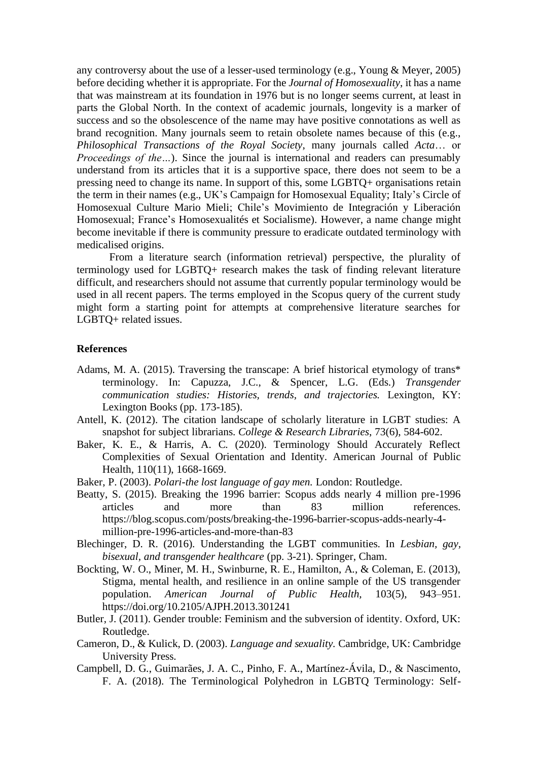any controversy about the use of a lesser-used terminology (e.g., Young & Meyer, 2005) before deciding whether it is appropriate. For the *Journal of Homosexuality*, it has a name that was mainstream at its foundation in 1976 but is no longer seems current, at least in parts the Global North. In the context of academic journals, longevity is a marker of success and so the obsolescence of the name may have positive connotations as well as brand recognition. Many journals seem to retain obsolete names because of this (e.g., *Philosophical Transactions of the Royal Society*, many journals called *Acta*… or *Proceedings of the…*). Since the journal is international and readers can presumably understand from its articles that it is a supportive space, there does not seem to be a pressing need to change its name. In support of this, some LGBTQ+ organisations retain the term in their names (e.g., UK's Campaign for Homosexual Equality; Italy's Circle of Homosexual Culture Mario Mieli; Chile's Movimiento de Integración y Liberación Homosexual; France's Homosexualités et Socialisme). However, a name change might become inevitable if there is community pressure to eradicate outdated terminology with medicalised origins.

From a literature search (information retrieval) perspective, the plurality of terminology used for LGBTQ+ research makes the task of finding relevant literature difficult, and researchers should not assume that currently popular terminology would be used in all recent papers. The terms employed in the Scopus query of the current study might form a starting point for attempts at comprehensive literature searches for LGBTQ+ related issues.

**References**

Adams, M. A. (2015). Traversing the transcape: A brief historical etymology of trans* terminology. In: Capuzza, J.C., & Spencer, L.G. (Eds.) *Transgender communication studies: Histories, trends, and trajectories.* Lexington, KY: Lexington Books (pp. 173-185).

Antell, K. (2012). The citation landscape of scholarly literature in LGBT studies: A snapshot for subject librarians. *College & Research Libraries*, 73(6), 584-602.

Baker, K. E., & Harris, A. C. (2020). Terminology Should Accurately Reflect Complexities of Sexual Orientation and Identity. American Journal of Public Health, 110(11), 1668-1669.

Baker, P. (2003). *Polari-the lost language of gay men.* London: Routledge.

Beatty, S. (2015). Breaking the 1996 barrier: Scopus adds nearly 4 million pre-1996 articles and more than 83 million references. https://blog.scopus.com/posts/breaking-the-1996-barrier-scopus-adds-nearly-4-million-pre-1996-articles-and-more-than-83

Blechinger, D. R. (2016). Understanding the LGBT communities. In *Lesbian, gay, bisexual, and transgender healthcare* (pp. 3-21). Springer, Cham.

Bockting, W. O., Miner, M. H., Swinburne, R. E., Hamilton, A., & Coleman, E. (2013), Stigma, mental health, and resilience in an online sample of the US transgender population. *American Journal of Public Health*, 103(5), 943–951. https://doi.org/10.2105/AJPH.2013.301241

Butler, J. (2011). Gender trouble: Feminism and the subversion of identity. Oxford, UK: Routledge.

Cameron, D., & Kulick, D. (2003). *Language and sexuality.* Cambridge, UK: Cambridge University Press.

Campbell, D. G., Guimarães, J. A. C., Pinho, F. A., Martínez-Ávila, D., & Nascimento, F. A. (2018). The Terminological Polyhedron in LGBTQ Terminology: Self-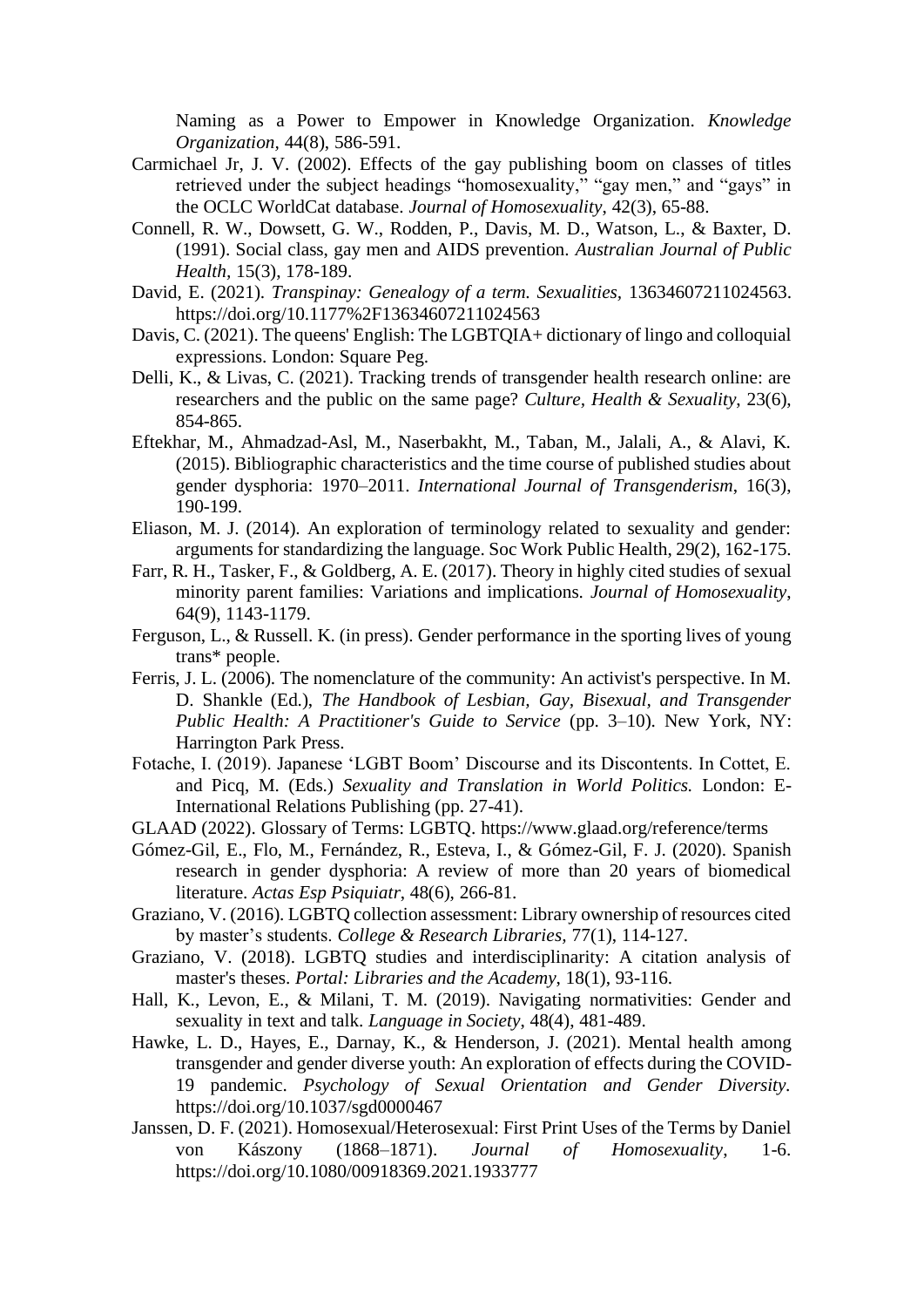Naming as a Power to Empower in Knowledge Organization. *Knowledge Organization*, 44(8), 586-591.

Carmichael Jr, J. V. (2002). Effects of the gay publishing boom on classes of titles retrieved under the subject headings "homosexuality," "gay men," and "gays" in the OCLC WorldCat database. *Journal of Homosexuality*, 42(3), 65-88.

Connell, R. W., Dowsett, G. W., Rodden, P., Davis, M. D., Watson, L., & Baxter, D. (1991). Social class, gay men and AIDS prevention. *Australian Journal of Public Health*, 15(3), 178-189.

David, E. (2021). *Transpinay: Genealogy of a term. Sexualities*, 13634607211024563. https://doi.org/10.1177%2F13634607211024563

Davis, C. (2021). The queens' English: The LGBTQIA+ dictionary of lingo and colloquial expressions. London: Square Peg.

Delli, K., & Livas, C. (2021). Tracking trends of transgender health research online: are researchers and the public on the same page? *Culture, Health & Sexuality*, 23(6), 854-865.

Eftekhar, M., Ahmadzad-Asl, M., Naserbakht, M., Taban, M., Jalali, A., & Alavi, K. (2015). Bibliographic characteristics and the time course of published studies about gender dysphoria: 1970–2011. *International Journal of Transgenderism*, 16(3), 190-199.

Eliason, M. J. (2014). An exploration of terminology related to sexuality and gender: arguments for standardizing the language. Soc Work Public Health, 29(2), 162-175.

Farr, R. H., Tasker, F., & Goldberg, A. E. (2017). Theory in highly cited studies of sexual minority parent families: Variations and implications. *Journal of Homosexuality*, 64(9), 1143-1179.

Ferguson, L., & Russell. K. (in press). Gender performance in the sporting lives of young trans* people.

Ferris, J. L. (2006). The nomenclature of the community: An activist's perspective. In M. D. Shankle (Ed.), *The Handbook of Lesbian, Gay, Bisexual, and Transgender Public Health: A Practitioner's Guide to Service* (pp. 3–10). New York, NY: Harrington Park Press.

Fotache, I. (2019). Japanese 'LGBT Boom' Discourse and its Discontents. In Cottet, E. and Picq, M. (Eds.) *Sexuality and Translation in World Politics.* London: E-International Relations Publishing (pp. 27-41).

GLAAD (2022). Glossary of Terms: LGBTQ. https://www.glaad.org/reference/terms

Gómez-Gil, E., Flo, M., Fernández, R., Esteva, I., & Gómez-Gil, F. J. (2020). Spanish research in gender dysphoria: A review of more than 20 years of biomedical literature. *Actas Esp Psiquiatr*, 48(6), 266-81.

Graziano, V. (2016). LGBTQ collection assessment: Library ownership of resources cited by master's students. *College & Research Libraries*, 77(1), 114-127.

Graziano, V. (2018). LGBTQ studies and interdisciplinarity: A citation analysis of master's theses. *Portal: Libraries and the Academy*, 18(1), 93-116.

Hall, K., Levon, E., & Milani, T. M. (2019). Navigating normativities: Gender and sexuality in text and talk. *Language in Society*, 48(4), 481-489.

Hawke, L. D., Hayes, E., Darnay, K., & Henderson, J. (2021). Mental health among transgender and gender diverse youth: An exploration of effects during the COVID-19 pandemic. *Psychology of Sexual Orientation and Gender Diversity*. https://doi.org/10.1037/sgd0000467

Janssen, D. F. (2021). Homosexual/Heterosexual: First Print Uses of the Terms by Daniel von Kászony (1868–1871). *Journal of Homosexuality*, 1-6. https://doi.org/10.1080/00918369.2021.1933777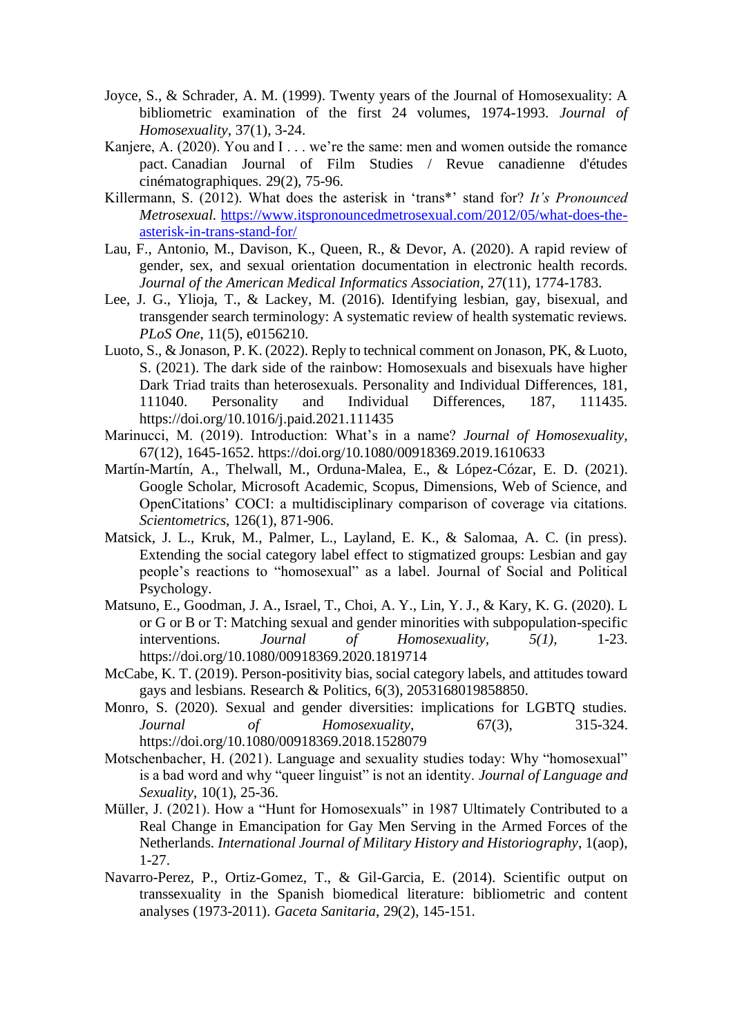Joyce, S., & Schrader, A. M. (1999). Twenty years of the Journal of Homosexuality: A bibliometric examination of the first 24 volumes, 1974-1993. *Journal of Homosexuality*, 37(1), 3-24.

Kanjere, A. (2020). You and I . . . we're the same: men and women outside the romance pact. Canadian Journal of Film Studies / Revue canadienne d'études cinématographiques. 29(2), 75-96.

Killermann, S. (2012). What does the asterisk in 'trans*' stand for? *It's Pronounced Metrosexual.* https://www.itspronouncedmetrosexual.com/2012/05/what-does-the-asterisk-in-trans-stand-for/

Lau, F., Antonio, M., Davison, K., Queen, R., & Devor, A. (2020). A rapid review of gender, sex, and sexual orientation documentation in electronic health records. *Journal of the American Medical Informatics Association*, 27(11), 1774-1783.

Lee, J. G., Ylioja, T., & Lackey, M. (2016). Identifying lesbian, gay, bisexual, and transgender search terminology: A systematic review of health systematic reviews. *PLoS One*, 11(5), e0156210.

Luoto, S., & Jonason, P. K. (2022). Reply to technical comment on Jonason, PK, & Luoto, S. (2021). The dark side of the rainbow: Homosexuals and bisexuals have higher Dark Triad traits than heterosexuals. Personality and Individual Differences, 181, 111040. Personality and Individual Differences, 187, 111435. https://doi.org/10.1016/j.paid.2021.111435

Marinucci, M. (2019). Introduction: What's in a name? *Journal of Homosexuality*, 67(12), 1645-1652. https://doi.org/10.1080/00918369.2019.1610633

Martín-Martín, A., Thelwall, M., Orduna-Malea, E., & López-Cózar, E. D. (2021). Google Scholar, Microsoft Academic, Scopus, Dimensions, Web of Science, and OpenCitations' COCI: a multidisciplinary comparison of coverage via citations. *Scientometrics*, 126(1), 871-906.

Matsick, J. L., Kruk, M., Palmer, L., Layland, E. K., & Salomaa, A. C. (in press). Extending the social category label effect to stigmatized groups: Lesbian and gay people's reactions to "homosexual" as a label. Journal of Social and Political Psychology.

Matsuno, E., Goodman, J. A., Israel, T., Choi, A. Y., Lin, Y. J., & Kary, K. G. (2020). L or G or B or T: Matching sexual and gender minorities with subpopulation-specific interventions. *Journal of Homosexuality*, *5(1)*, 1-23. https://doi.org/10.1080/00918369.2020.1819714

McCabe, K. T. (2019). Person-positivity bias, social category labels, and attitudes toward gays and lesbians. Research & Politics, 6(3), 2053168019858850.

Monro, S. (2020). Sexual and gender diversities: implications for LGBTQ studies. *Journal of Homosexuality*, 67(3), 315-324. https://doi.org/10.1080/00918369.2018.1528079

Motschenbacher, H. (2021). Language and sexuality studies today: Why "homosexual" is a bad word and why "queer linguist" is not an identity. *Journal of Language and Sexuality*, 10(1), 25-36.

Müller, J. (2021). How a "Hunt for Homosexuals" in 1987 Ultimately Contributed to a Real Change in Emancipation for Gay Men Serving in the Armed Forces of the Netherlands. *International Journal of Military History and Historiography*, 1(aop), 1-27.

Navarro-Perez, P., Ortiz-Gomez, T., & Gil-Garcia, E. (2014). Scientific output on transsexuality in the Spanish biomedical literature: bibliometric and content analyses (1973-2011). *Gaceta Sanitaria*, 29(2), 145-151.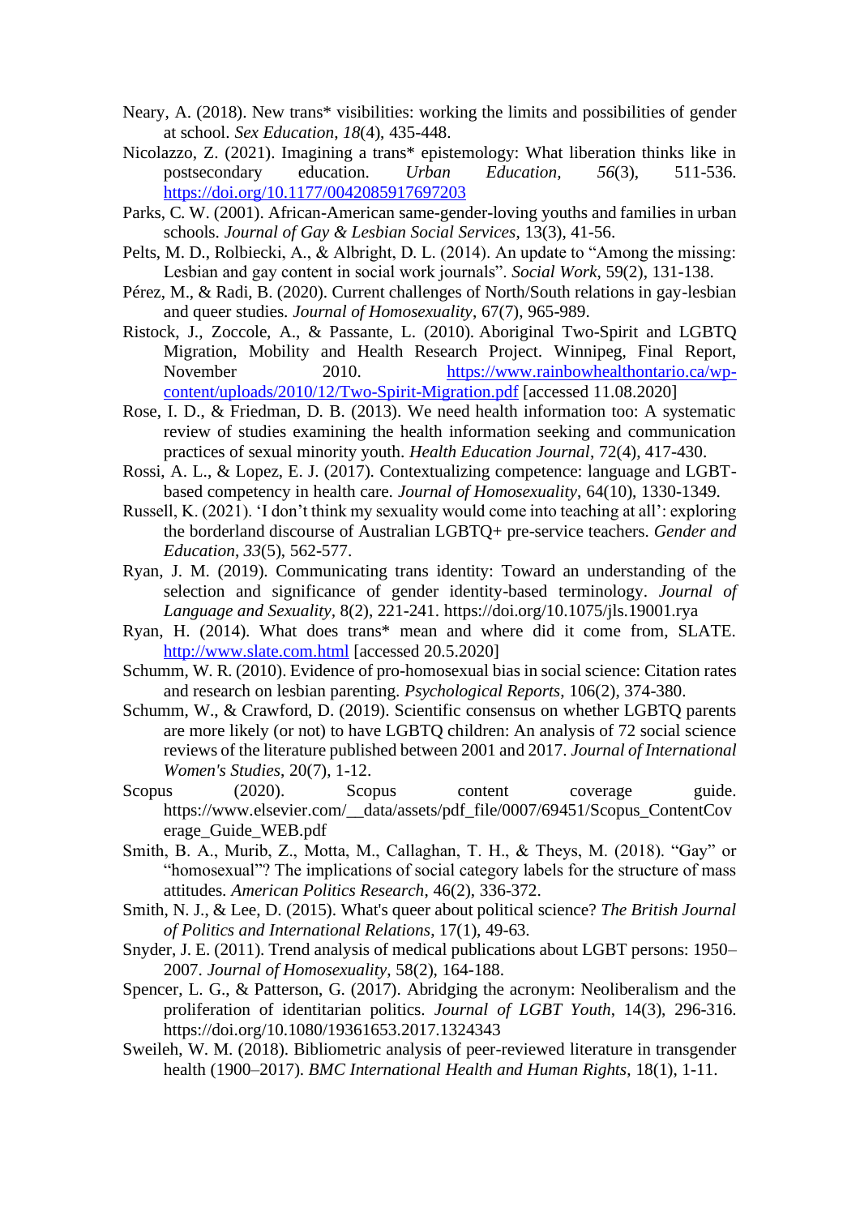Neary, A. (2018). New trans* visibilities: working the limits and possibilities of gender at school. *Sex Education*, *18*(4), 435-448.

Nicolazzo, Z. (2021). Imagining a trans* epistemology: What liberation thinks like in postsecondary education. *Urban Education*, *56*(3), 511-536. https://doi.org/10.1177/0042085917697203

Parks, C. W. (2001). African-American same-gender-loving youths and families in urban schools. *Journal of Gay & Lesbian Social Services*, 13(3), 41-56.

Pelts, M. D., Rolbiecki, A., & Albright, D. L. (2014). An update to "Among the missing: Lesbian and gay content in social work journals". *Social Work*, 59(2), 131-138.

Pérez, M., & Radi, B. (2020). Current challenges of North/South relations in gay-lesbian and queer studies. *Journal of Homosexuality*, 67(7), 965-989.

Ristock, J., Zoccole, A., & Passante, L. (2010). Aboriginal Two-Spirit and LGBTQ Migration, Mobility and Health Research Project. Winnipeg, Final Report, November 2010. https://www.rainbowhealthontario.ca/wp-content/uploads/2010/12/Two-Spirit-Migration.pdf [accessed 11.08.2020]

Rose, I. D., & Friedman, D. B. (2013). We need health information too: A systematic review of studies examining the health information seeking and communication practices of sexual minority youth. *Health Education Journal*, 72(4), 417-430.

Rossi, A. L., & Lopez, E. J. (2017). Contextualizing competence: language and LGBT-based competency in health care. *Journal of Homosexuality*, 64(10), 1330-1349.

Russell, K. (2021). 'I don't think my sexuality would come into teaching at all': exploring the borderland discourse of Australian LGBTQ+ pre-service teachers. *Gender and Education*, *33*(5), 562-577.

Ryan, J. M. (2019). Communicating trans identity: Toward an understanding of the selection and significance of gender identity-based terminology. *Journal of Language and Sexuality*, 8(2), 221-241. https://doi.org/10.1075/jls.19001.rya

Ryan, H. (2014). What does trans* mean and where did it come from, SLATE. http://www.slate.com.html [accessed 20.5.2020]

Schumm, W. R. (2010). Evidence of pro-homosexual bias in social science: Citation rates and research on lesbian parenting. *Psychological Reports*, 106(2), 374-380.

Schumm, W., & Crawford, D. (2019). Scientific consensus on whether LGBTQ parents are more likely (or not) to have LGBTQ children: An analysis of 72 social science reviews of the literature published between 2001 and 2017. *Journal of International Women's Studies*, 20(7), 1-12.

Scopus (2020). Scopus content coverage guide. https://www.elsevier.com/__data/assets/pdf_file/0007/69451/Scopus_ContentCoverage_Guide_WEB.pdf

Smith, B. A., Murib, Z., Motta, M., Callaghan, T. H., & Theys, M. (2018). "Gay" or "homosexual"? The implications of social category labels for the structure of mass attitudes. *American Politics Research*, 46(2), 336-372.

Smith, N. J., & Lee, D. (2015). What's queer about political science? *The British Journal of Politics and International Relations*, 17(1), 49-63.

Snyder, J. E. (2011). Trend analysis of medical publications about LGBT persons: 1950–2007. *Journal of Homosexuality*, 58(2), 164-188.

Spencer, L. G., & Patterson, G. (2017). Abridging the acronym: Neoliberalism and the proliferation of identitarian politics. *Journal of LGBT Youth*, 14(3), 296-316. https://doi.org/10.1080/19361653.2017.1324343

Sweileh, W. M. (2018). Bibliometric analysis of peer-reviewed literature in transgender health (1900–2017). *BMC International Health and Human Rights*, 18(1), 1-11.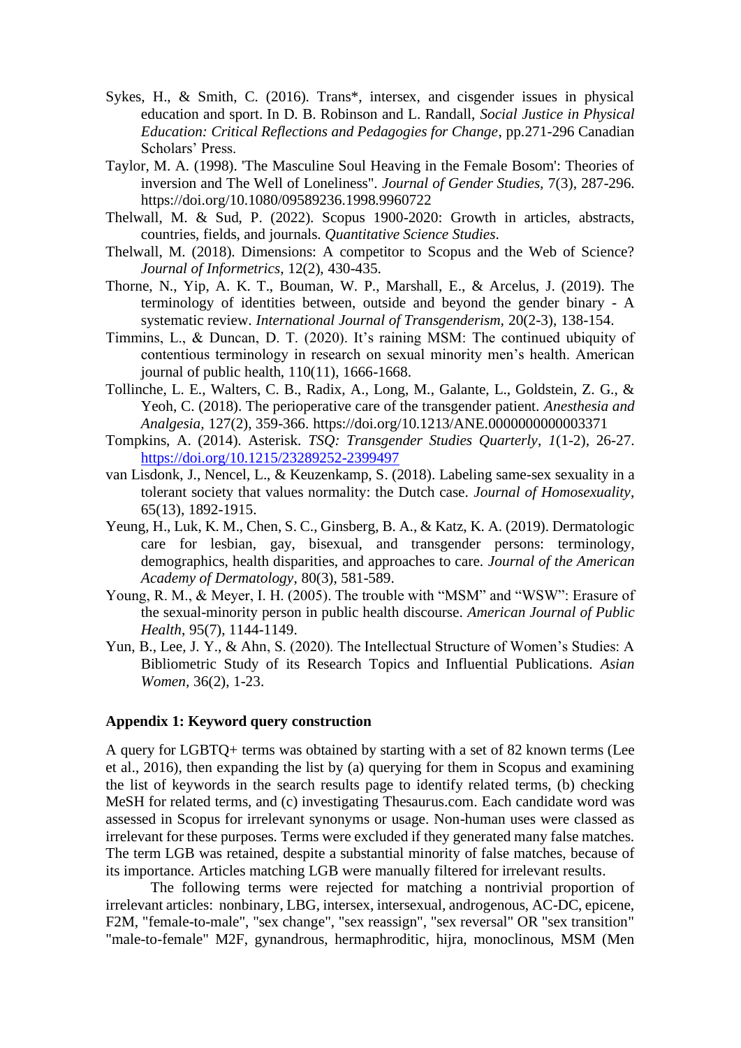Sykes, H., & Smith, C. (2016). Trans*, intersex, and cisgender issues in physical education and sport. In D. B. Robinson and L. Randall, *Social Justice in Physical Education: Critical Reflections and Pedagogies for Change*, pp.271-296 Canadian Scholars' Press.

Taylor, M. A. (1998). 'The Masculine Soul Heaving in the Female Bosom': Theories of inversion and The Well of Loneliness". *Journal of Gender Studies*, 7(3), 287-296. https://doi.org/10.1080/09589236.1998.9960722

Thelwall, M. & Sud, P. (2022). Scopus 1900-2020: Growth in articles, abstracts, countries, fields, and journals. *Quantitative Science Studies*.

Thelwall, M. (2018). Dimensions: A competitor to Scopus and the Web of Science? *Journal of Informetrics*, 12(2), 430-435.

Thorne, N., Yip, A. K. T., Bouman, W. P., Marshall, E., & Arcelus, J. (2019). The terminology of identities between, outside and beyond the gender binary - A systematic review. *International Journal of Transgenderism,* 20(2-3), 138-154.

Timmins, L., & Duncan, D. T. (2020). It's raining MSM: The continued ubiquity of contentious terminology in research on sexual minority men's health. American journal of public health, 110(11), 1666-1668.

Tollinche, L. E., Walters, C. B., Radix, A., Long, M., Galante, L., Goldstein, Z. G., & Yeoh, C. (2018). The perioperative care of the transgender patient. *Anesthesia and Analgesia,* 127(2), 359-366. https://doi.org/10.1213/ANE.0000000000003371

Tompkins, A. (2014). Asterisk. *TSQ: Transgender Studies Quarterly*, *1*(1-2), 26-27. https://doi.org/10.1215/23289252-2399497

van Lisdonk, J., Nencel, L., & Keuzenkamp, S. (2018). Labeling same-sex sexuality in a tolerant society that values normality: the Dutch case. *Journal of Homosexuality*, 65(13), 1892-1915.

Yeung, H., Luk, K. M., Chen, S. C., Ginsberg, B. A., & Katz, K. A. (2019). Dermatologic care for lesbian, gay, bisexual, and transgender persons: terminology, demographics, health disparities, and approaches to care. *Journal of the American Academy of Dermatology*, 80(3), 581-589.

Young, R. M., & Meyer, I. H. (2005). The trouble with "MSM" and "WSW": Erasure of the sexual-minority person in public health discourse. *American Journal of Public Health*, 95(7), 1144-1149.

Yun, B., Lee, J. Y., & Ahn, S. (2020). The Intellectual Structure of Women's Studies: A Bibliometric Study of its Research Topics and Influential Publications. *Asian Women*, 36(2), 1-23.

## Appendix 1: Keyword query construction

A query for LGBTQ+ terms was obtained by starting with a set of 82 known terms (Lee et al., 2016), then expanding the list by (a) querying for them in Scopus and examining the list of keywords in the search results page to identify related terms, (b) checking MeSH for related terms, and (c) investigating Thesaurus.com. Each candidate word was assessed in Scopus for irrelevant synonyms or usage. Non-human uses were classed as irrelevant for these purposes. Terms were excluded if they generated many false matches. The term LGB was retained, despite a substantial minority of false matches, because of its importance. Articles matching LGB were manually filtered for irrelevant results.

The following terms were rejected for matching a nontrivial proportion of irrelevant articles: nonbinary, LBG, intersex, intersexual, androgenous, AC-DC, epicene, F2M, "female-to-male", "sex change", "sex reassign", "sex reversal" OR "sex transition" "male-to-female" M2F, gynandrous, hermaphroditic, hijra, monoclinous, MSM (Men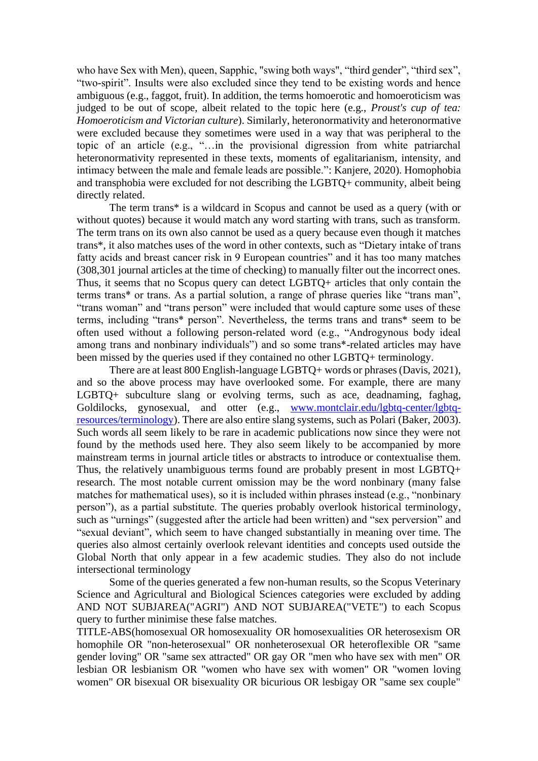who have Sex with Men), queen, Sapphic, "swing both ways", “third gender”, “third sex”, “two-spirit”. Insults were also excluded since they tend to be existing words and hence ambiguous (e.g., faggot, fruit). In addition, the terms homoerotic and homoeroticism was judged to be out of scope, albeit related to the topic here (e.g., *Proust's cup of tea: Homoeroticism and Victorian culture*). Similarly, heteronormativity and heteronormative were excluded because they sometimes were used in a way that was peripheral to the topic of an article (e.g., “…in the provisional digression from white patriarchal heteronormativity represented in these texts, moments of egalitarianism, intensity, and intimacy between the male and female leads are possible.”: Kanjere, 2020). Homophobia and transphobia were excluded for not describing the LGBTQ+ community, albeit being directly related.

The term trans* is a wildcard in Scopus and cannot be used as a query (with or without quotes) because it would match any word starting with trans, such as transform. The term trans on its own also cannot be used as a query because even though it matches trans*, it also matches uses of the word in other contexts, such as “Dietary intake of trans fatty acids and breast cancer risk in 9 European countries” and it has too many matches (308,301 journal articles at the time of checking) to manually filter out the incorrect ones. Thus, it seems that no Scopus query can detect LGBTQ+ articles that only contain the terms trans* or trans. As a partial solution, a range of phrase queries like “trans man”, “trans woman” and “trans person” were included that would capture some uses of these terms, including “trans* person”. Nevertheless, the terms trans and trans* seem to be often used without a following person-related word (e.g., “Androgynous body ideal among trans and nonbinary individuals”) and so some trans*-related articles may have been missed by the queries used if they contained no other LGBTQ+ terminology.

There are at least 800 English-language LGBTQ+ words or phrases (Davis, 2021), and so the above process may have overlooked some. For example, there are many LGBTQ+ subculture slang or evolving terms, such as ace, deadnaming, faghag, Goldilocks, gynosexual, and otter (e.g., www.montclair.edu/lgbtq-center/lgbtq-resources/terminology). There are also entire slang systems, such as Polari (Baker, 2003). Such words all seem likely to be rare in academic publications now since they were not found by the methods used here. They also seem likely to be accompanied by more mainstream terms in journal article titles or abstracts to introduce or contextualise them. Thus, the relatively unambiguous terms found are probably present in most LGBTQ+ research. The most notable current omission may be the word nonbinary (many false matches for mathematical uses), so it is included within phrases instead (e.g., “nonbinary person”), as a partial substitute. The queries probably overlook historical terminology, such as “urnings” (suggested after the article had been written) and “sex perversion” and “sexual deviant”, which seem to have changed substantially in meaning over time. The queries also almost certainly overlook relevant identities and concepts used outside the Global North that only appear in a few academic studies. They also do not include intersectional terminology

Some of the queries generated a few non-human results, so the Scopus Veterinary Science and Agricultural and Biological Sciences categories were excluded by adding AND NOT SUBJAREA("AGRI") AND NOT SUBJAREA("VETE") to each Scopus query to further minimise these false matches.

TITLE-ABS(homosexual OR homosexuality OR homosexualities OR heterosexism OR homophile OR "non-heterosexual" OR nonheterosexual OR heteroflexible OR "same gender loving" OR "same sex attracted" OR gay OR "men who have sex with men" OR lesbian OR lesbianism OR "women who have sex with women" OR "women loving women" OR bisexual OR bisexuality OR bicurious OR lesbigay OR "same sex couple"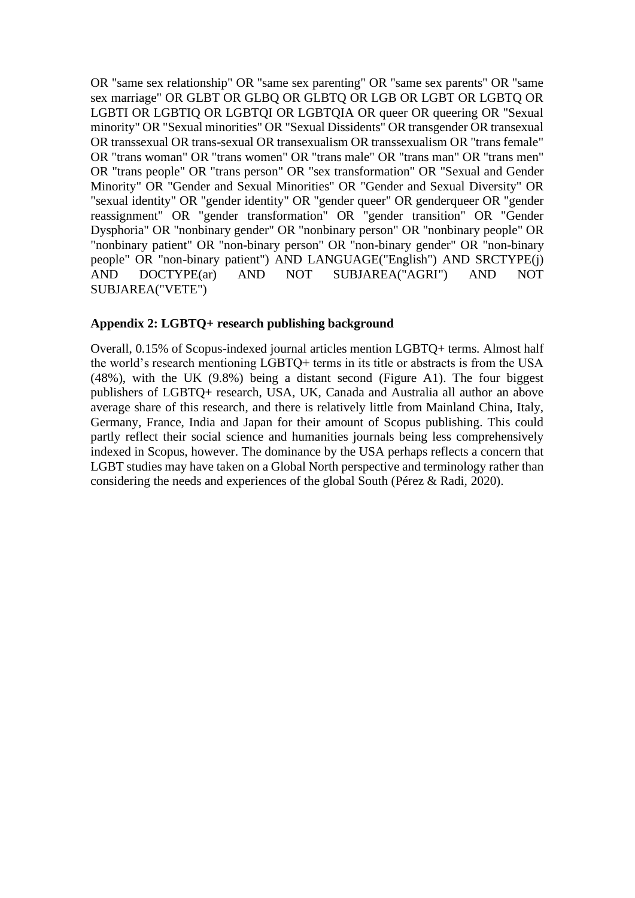OR "same sex relationship" OR "same sex parenting" OR "same sex parents" OR "same sex marriage" OR GLBT OR GLBQ OR GLBTQ OR LGB OR LGBT OR LGBTQ OR LGBTI OR LGBTIQ OR LGBTQI OR LGBTQIA OR queer OR queering OR "Sexual minority" OR "Sexual minorities" OR "Sexual Dissidents" OR transgender OR transexual OR transsexual OR trans-sexual OR transexualism OR transsexualism OR "trans female" OR "trans woman" OR "trans women" OR "trans male" OR "trans man" OR "trans men" OR "trans people" OR "trans person" OR "sex transformation" OR "Sexual and Gender Minority" OR "Gender and Sexual Minorities" OR "Gender and Sexual Diversity" OR "sexual identity" OR "gender identity" OR "gender queer" OR genderqueer OR "gender reassignment" OR "gender transformation" OR "gender transition" OR "Gender Dysphoria" OR "nonbinary gender" OR "nonbinary person" OR "nonbinary people" OR "nonbinary patient" OR "non-binary person" OR "non-binary gender" OR "non-binary people" OR "non-binary patient") AND LANGUAGE("English") AND SRCTYPE(j) AND DOCTYPE(ar) AND NOT SUBJAREA("AGRI") AND NOT SUBJAREA("VETE")

### Appendix 2: LGBTQ+ research publishing background

Overall, 0.15% of Scopus-indexed journal articles mention LGBTQ+ terms. Almost half the world's research mentioning LGBTQ+ terms in its title or abstracts is from the USA (48%), with the UK (9.8%) being a distant second (Figure A1). The four biggest publishers of LGBTQ+ research, USA, UK, Canada and Australia all author an above average share of this research, and there is relatively little from Mainland China, Italy, Germany, France, India and Japan for their amount of Scopus publishing. This could partly reflect their social science and humanities journals being less comprehensively indexed in Scopus, however. The dominance by the USA perhaps reflects a concern that LGBT studies may have taken on a Global North perspective and terminology rather than considering the needs and experiences of the global South (Pérez & Radi, 2020).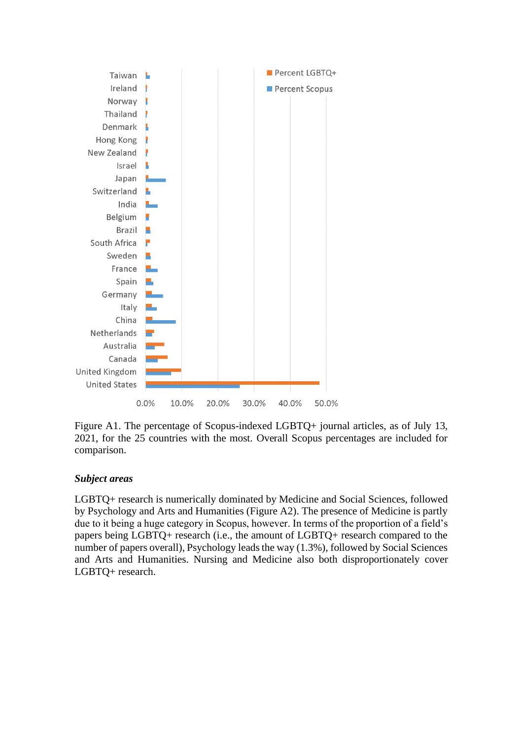Figure A1. The percentage of Scopus-indexed LGBTQ+ journal articles, as of July 13, 2021, for the 25 countries with the most. Overall Scopus percentages are included for comparison.

### *Subject areas*

LGBTQ+ research is numerically dominated by Medicine and Social Sciences, followed by Psychology and Arts and Humanities (Figure A2). The presence of Medicine is partly due to it being a huge category in Scopus, however. In terms of the proportion of a field's papers being LGBTQ+ research (i.e., the amount of LGBTQ+ research compared to the number of papers overall), Psychology leads the way (1.3%), followed by Social Sciences and Arts and Humanities. Nursing and Medicine also both disproportionately cover LGBTQ+ research.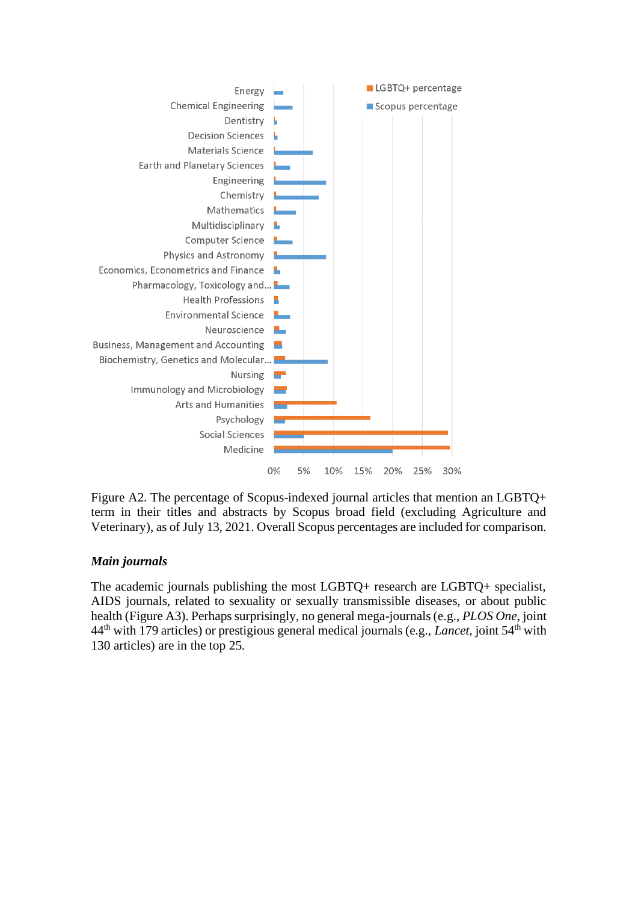Figure A2. The percentage of Scopus-indexed journal articles that mention an LGBTQ+ term in their titles and abstracts by Scopus broad field (excluding Agriculture and Veterinary), as of July 13, 2021. Overall Scopus percentages are included for comparison.

### *Main journals*

The academic journals publishing the most LGBTQ+ research are LGBTQ+ specialist, AIDS journals, related to sexuality or sexually transmissible diseases, or about public health (Figure A3). Perhaps surprisingly, no general mega-journals (e.g., *PLOS One*, joint 44th with 179 articles) or prestigious general medical journals (e.g., *Lancet*, joint 54th with 130 articles) are in the top 25.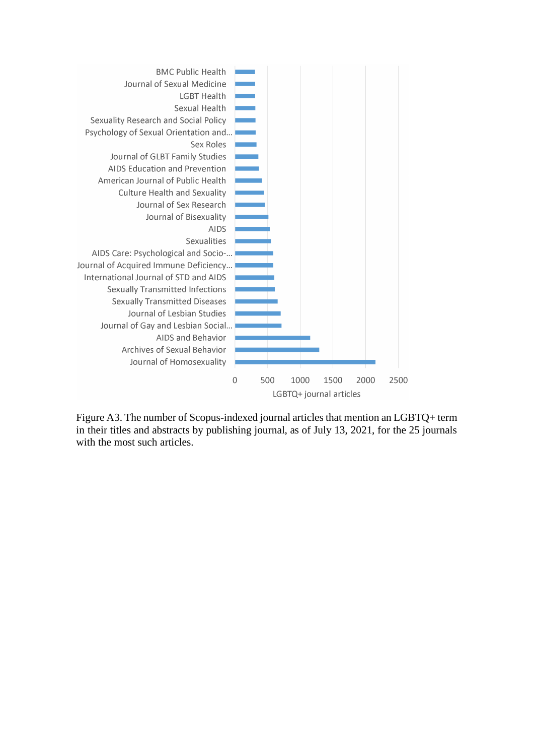BMC Public Health
Journal of Sexual Medicine
LGBT Health
Sexual Health
Sexuality Research and Social Policy
Psychology of Sexual Orientation and...
Sex Roles
Journal of GLBT Family Studies
AIDS Education and Prevention
American Journal of Public Health
Culture Health and Sexuality
Journal of Sex Research
Journal of Bisexuality
AIDS
Sexualities
AIDS Care: Psychological and Socio-...
Journal of Acquired Immune Deficiency...
International Journal of STD and AIDS
Sexually Transmitted Infections
Sexually Transmitted Diseases
Journal of Lesbian Studies
Journal of Gay and Lesbian Social...
AIDS and Behavior
Archives of Sexual Behavior
Journal of Homosexuality

0 500 1000 1500 2000 2500

LGBTQ+ journal articles

Figure A3. The number of Scopus-indexed journal articles that mention an LGBTQ+ term in their titles and abstracts by publishing journal, as of July 13, 2021, for the 25 journals with the most such articles.